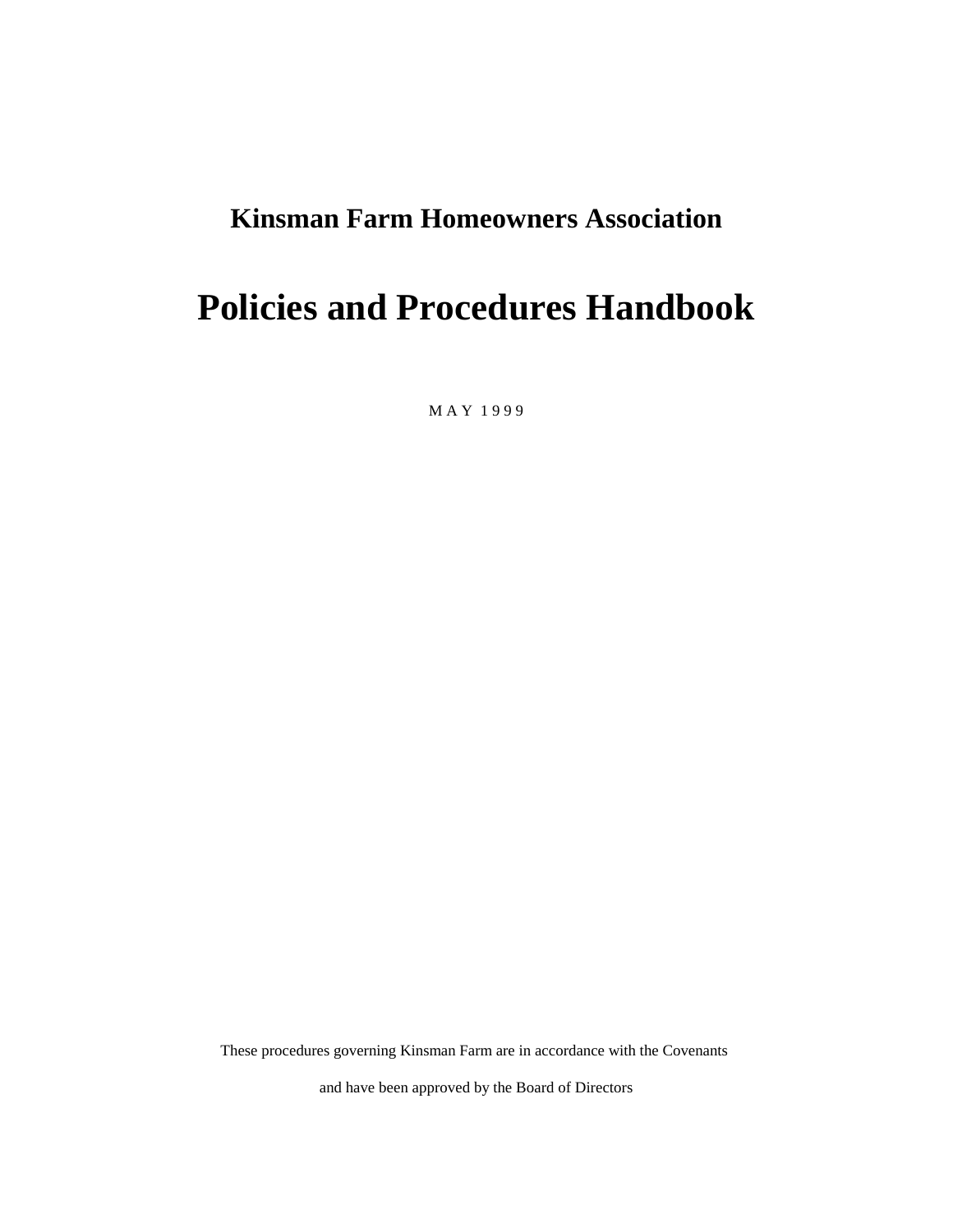## Kinsman Farm Homeowners Association

# Policies and Procedures Handbook

M A Y 1 9 9 9

These procedures governing Kinsman Farm are in accordance with the Covenants

and have been approved by the Board of Directors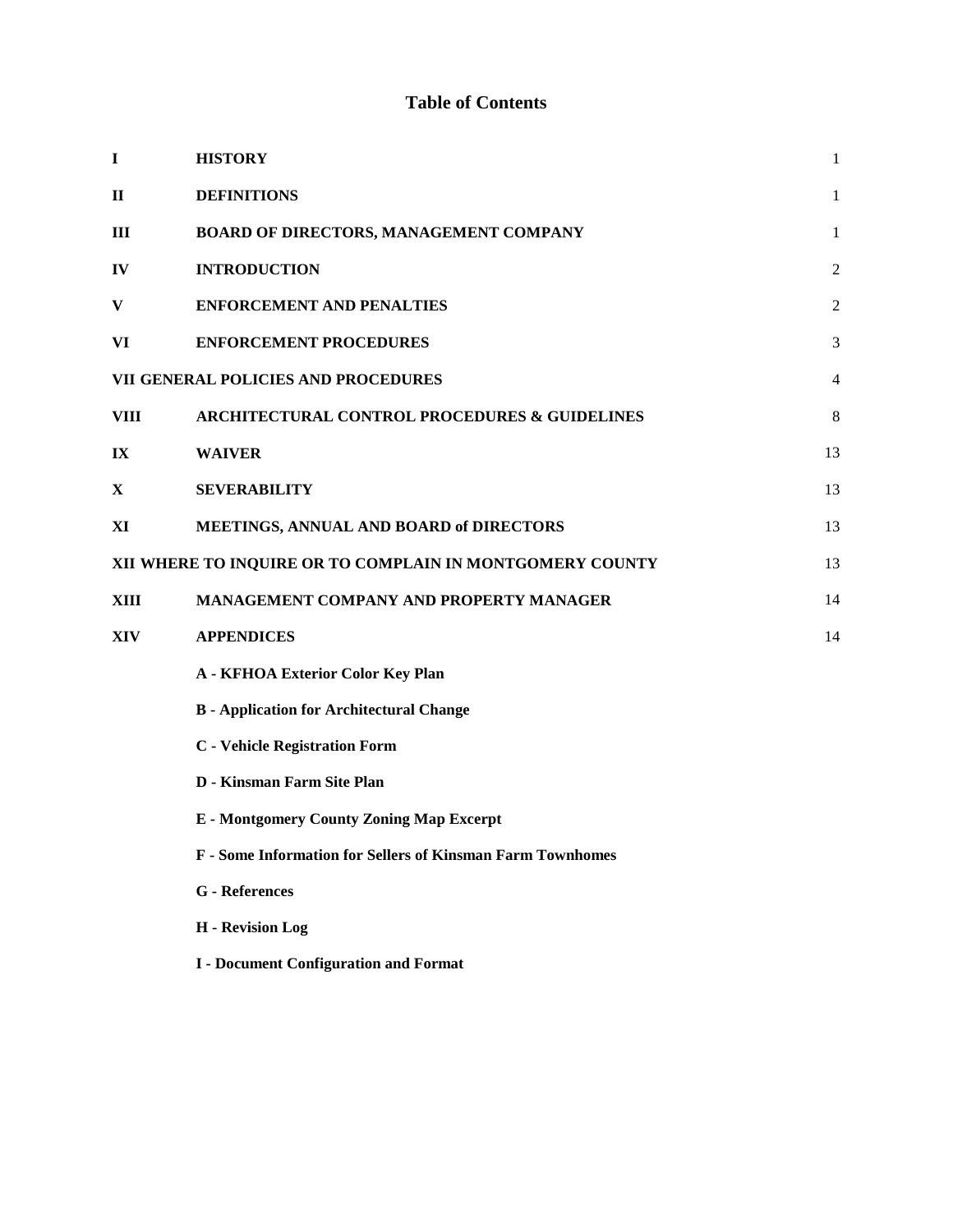# Table of Contents

| | | |
|---|---|---|
| **I** | **HISTORY** | 1 |
| **II** | **DEFINITIONS** | 1 |
| **III** | **BOARD OF DIRECTORS, MANAGEMENT COMPANY** | 1 |
| **IV** | **INTRODUCTION** | 2 |
| **V** | **ENFORCEMENT AND PENALTIES** | 2 |
| **VI** | **ENFORCEMENT PROCEDURES** | 3 |
| **VII GENERAL POLICIES AND PROCEDURES** | | 4 |
| **VIII** | **ARCHITECTURAL CONTROL PROCEDURES & GUIDELINES** | 8 |
| **IX** | **WAIVER** | 13 |
| **X** | **SEVERABILITY** | 13 |
| **XI** | **MEETINGS, ANNUAL AND BOARD of DIRECTORS** | 13 |
| **XII WHERE TO INQUIRE OR TO COMPLAIN IN MONTGOMERY COUNTY** | | 13 |
| **XIII** | **MANAGEMENT COMPANY AND PROPERTY MANAGER** | 14 |
| **XIV** | **APPENDICES** | 14 |
| | **A - KFHOA Exterior Color Key Plan** | |
| | **B - Application for Architectural Change** | |
| | **C - Vehicle Registration Form** | |
| | **D - Kinsman Farm Site Plan** | |
| | **E - Montgomery County Zoning Map Excerpt** | |
| | **F - Some Information for Sellers of Kinsman Farm Townhomes** | |
| | **G - References** | |
| | **H - Revision Log** | |
| | **I - Document Configuration and Format** | |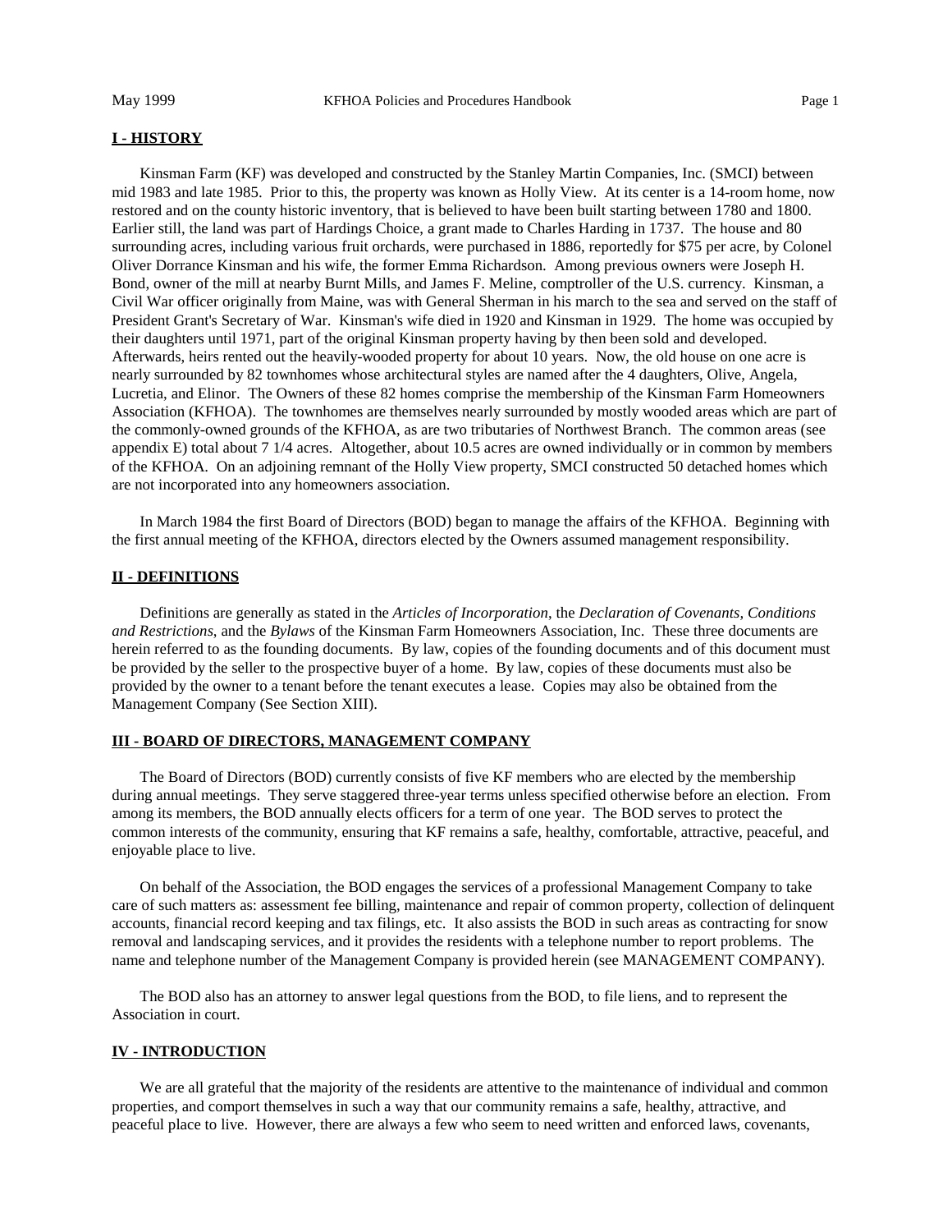## I - HISTORY

Kinsman Farm (KF) was developed and constructed by the Stanley Martin Companies, Inc. (SMCI) between mid 1983 and late 1985. Prior to this, the property was known as Holly View. At its center is a 14-room home, now restored and on the county historic inventory, that is believed to have been built starting between 1780 and 1800. Earlier still, the land was part of Hardings Choice, a grant made to Charles Harding in 1737. The house and 80 surrounding acres, including various fruit orchards, were purchased in 1886, reportedly for $75 per acre, by Colonel Oliver Dorrance Kinsman and his wife, the former Emma Richardson. Among previous owners were Joseph H. Bond, owner of the mill at nearby Burnt Mills, and James F. Meline, comptroller of the U.S. currency. Kinsman, a Civil War officer originally from Maine, was with General Sherman in his march to the sea and served on the staff of President Grant's Secretary of War. Kinsman's wife died in 1920 and Kinsman in 1929. The home was occupied by their daughters until 1971, part of the original Kinsman property having by then been sold and developed. Afterwards, heirs rented out the heavily-wooded property for about 10 years. Now, the old house on one acre is nearly surrounded by 82 townhomes whose architectural styles are named after the 4 daughters, Olive, Angela, Lucretia, and Elinor. The Owners of these 82 homes comprise the membership of the Kinsman Farm Homeowners Association (KFHOA). The townhomes are themselves nearly surrounded by mostly wooded areas which are part of the commonly-owned grounds of the KFHOA, as are two tributaries of Northwest Branch. The common areas (see appendix E) total about 7 1/4 acres. Altogether, about 10.5 acres are owned individually or in common by members of the KFHOA. On an adjoining remnant of the Holly View property, SMCI constructed 50 detached homes which are not incorporated into any homeowners association.

In March 1984 the first Board of Directors (BOD) began to manage the affairs of the KFHOA. Beginning with the first annual meeting of the KFHOA, directors elected by the Owners assumed management responsibility.

## II - DEFINITIONS

Definitions are generally as stated in the *Articles of Incorporation*, the *Declaration of Covenants, Conditions and Restrictions*, and the *Bylaws* of the Kinsman Farm Homeowners Association, Inc. These three documents are herein referred to as the founding documents. By law, copies of the founding documents and of this document must be provided by the seller to the prospective buyer of a home. By law, copies of these documents must also be provided by the owner to a tenant before the tenant executes a lease. Copies may also be obtained from the Management Company (See Section XIII).

## III - BOARD OF DIRECTORS, MANAGEMENT COMPANY

The Board of Directors (BOD) currently consists of five KF members who are elected by the membership during annual meetings. They serve staggered three-year terms unless specified otherwise before an election. From among its members, the BOD annually elects officers for a term of one year. The BOD serves to protect the common interests of the community, ensuring that KF remains a safe, healthy, comfortable, attractive, peaceful, and enjoyable place to live.

On behalf of the Association, the BOD engages the services of a professional Management Company to take care of such matters as: assessment fee billing, maintenance and repair of common property, collection of delinquent accounts, financial record keeping and tax filings, etc. It also assists the BOD in such areas as contracting for snow removal and landscaping services, and it provides the residents with a telephone number to report problems. The name and telephone number of the Management Company is provided herein (see MANAGEMENT COMPANY).

The BOD also has an attorney to answer legal questions from the BOD, to file liens, and to represent the Association in court.

## IV - INTRODUCTION

We are all grateful that the majority of the residents are attentive to the maintenance of individual and common properties, and comport themselves in such a way that our community remains a safe, healthy, attractive, and peaceful place to live. However, there are always a few who seem to need written and enforced laws, covenants,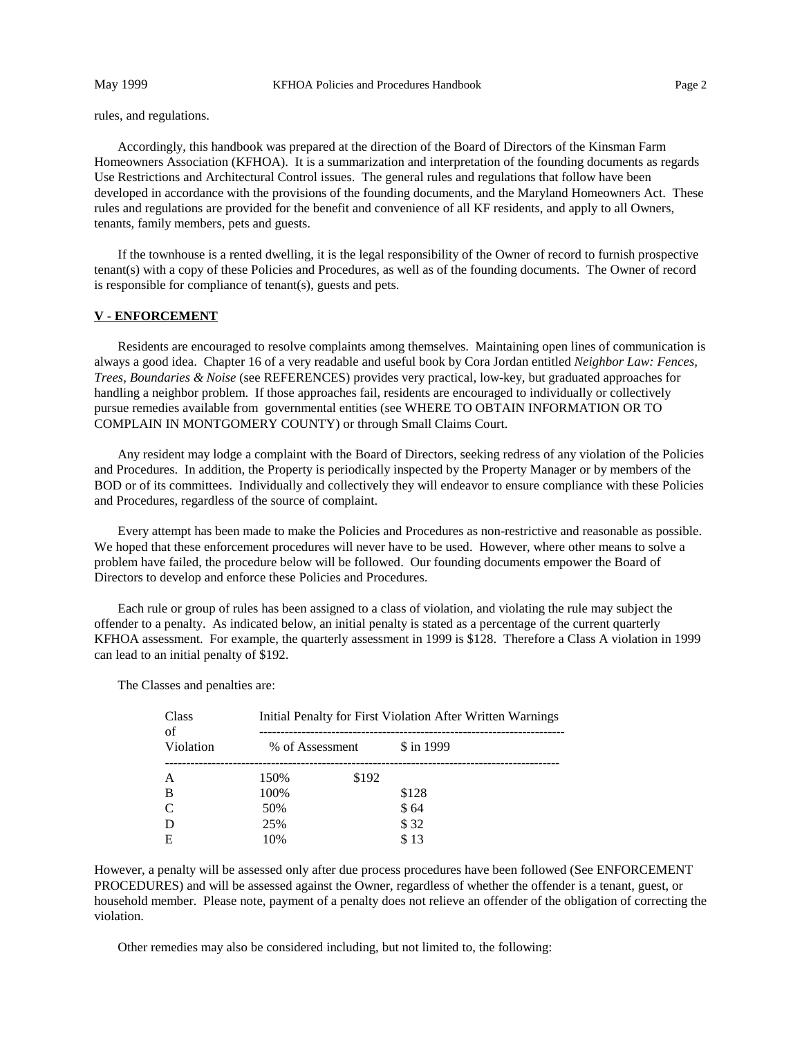rules, and regulations.

Accordingly, this handbook was prepared at the direction of the Board of Directors of the Kinsman Farm Homeowners Association (KFHOA). It is a summarization and interpretation of the founding documents as regards Use Restrictions and Architectural Control issues. The general rules and regulations that follow have been developed in accordance with the provisions of the founding documents, and the Maryland Homeowners Act. These rules and regulations are provided for the benefit and convenience of all KF residents, and apply to all Owners, tenants, family members, pets and guests.

If the townhouse is a rented dwelling, it is the legal responsibility of the Owner of record to furnish prospective tenant(s) with a copy of these Policies and Procedures, as well as of the founding documents. The Owner of record is responsible for compliance of tenant(s), guests and pets.

## V - ENFORCEMENT

Residents are encouraged to resolve complaints among themselves. Maintaining open lines of communication is always a good idea. Chapter 16 of a very readable and useful book by Cora Jordan entitled *Neighbor Law: Fences, Trees, Boundaries & Noise* (see REFERENCES) provides very practical, low-key, but graduated approaches for handling a neighbor problem. If those approaches fail, residents are encouraged to individually or collectively pursue remedies available from governmental entities (see WHERE TO OBTAIN INFORMATION OR TO COMPLAIN IN MONTGOMERY COUNTY) or through Small Claims Court.

Any resident may lodge a complaint with the Board of Directors, seeking redress of any violation of the Policies and Procedures. In addition, the Property is periodically inspected by the Property Manager or by members of the BOD or of its committees. Individually and collectively they will endeavor to ensure compliance with these Policies and Procedures, regardless of the source of complaint.

Every attempt has been made to make the Policies and Procedures as non-restrictive and reasonable as possible. We hoped that these enforcement procedures will never have to be used. However, where other means to solve a problem have failed, the procedure below will be followed. Our founding documents empower the Board of Directors to develop and enforce these Policies and Procedures.

Each rule or group of rules has been assigned to a class of violation, and violating the rule may subject the offender to a penalty. As indicated below, an initial penalty is stated as a percentage of the current quarterly KFHOA assessment. For example, the quarterly assessment in 1999 is $128. Therefore a Class A violation in 1999 can lead to an initial penalty of $192.

The Classes and penalties are:

| Class of Violation | Initial Penalty for First Violation After Written Warnings | |
|---|---|---|
| | % of Assessment | $ in 1999 |
| A | 150% | $192 |
| B | 100% | $128 |
| C | 50% | $ 64 |
| D | 25% | $ 32 |
| E | 10% | $ 13 |

However, a penalty will be assessed only after due process procedures have been followed (See ENFORCEMENT PROCEDURES) and will be assessed against the Owner, regardless of whether the offender is a tenant, guest, or household member. Please note, payment of a penalty does not relieve an offender of the obligation of correcting the violation.

Other remedies may also be considered including, but not limited to, the following: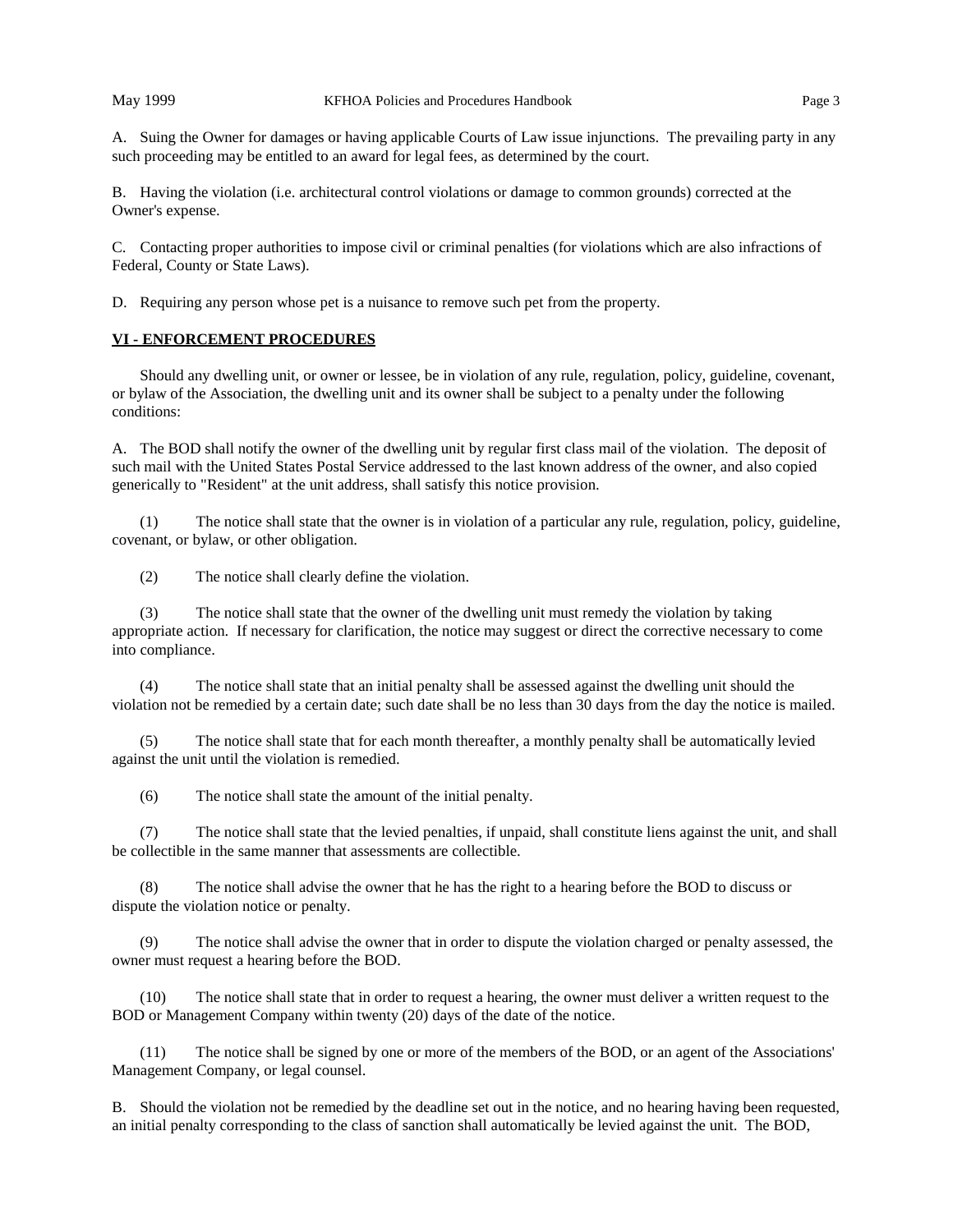A. Suing the Owner for damages or having applicable Courts of Law issue injunctions. The prevailing party in any such proceeding may be entitled to an award for legal fees, as determined by the court.

B. Having the violation (i.e. architectural control violations or damage to common grounds) corrected at the Owner's expense.

C. Contacting proper authorities to impose civil or criminal penalties (for violations which are also infractions of Federal, County or State Laws).

D. Requiring any person whose pet is a nuisance to remove such pet from the property.

## VI - ENFORCEMENT PROCEDURES

Should any dwelling unit, or owner or lessee, be in violation of any rule, regulation, policy, guideline, covenant, or bylaw of the Association, the dwelling unit and its owner shall be subject to a penalty under the following conditions:

A. The BOD shall notify the owner of the dwelling unit by regular first class mail of the violation. The deposit of such mail with the United States Postal Service addressed to the last known address of the owner, and also copied generically to "Resident" at the unit address, shall satisfy this notice provision.

(1) The notice shall state that the owner is in violation of a particular any rule, regulation, policy, guideline, covenant, or bylaw, or other obligation.

(2) The notice shall clearly define the violation.

(3) The notice shall state that the owner of the dwelling unit must remedy the violation by taking appropriate action. If necessary for clarification, the notice may suggest or direct the corrective necessary to come into compliance.

(4) The notice shall state that an initial penalty shall be assessed against the dwelling unit should the violation not be remedied by a certain date; such date shall be no less than 30 days from the day the notice is mailed.

(5) The notice shall state that for each month thereafter, a monthly penalty shall be automatically levied against the unit until the violation is remedied.

(6) The notice shall state the amount of the initial penalty.

(7) The notice shall state that the levied penalties, if unpaid, shall constitute liens against the unit, and shall be collectible in the same manner that assessments are collectible.

(8) The notice shall advise the owner that he has the right to a hearing before the BOD to discuss or dispute the violation notice or penalty.

(9) The notice shall advise the owner that in order to dispute the violation charged or penalty assessed, the owner must request a hearing before the BOD.

(10) The notice shall state that in order to request a hearing, the owner must deliver a written request to the BOD or Management Company within twenty (20) days of the date of the notice.

(11) The notice shall be signed by one or more of the members of the BOD, or an agent of the Associations' Management Company, or legal counsel.

B. Should the violation not be remedied by the deadline set out in the notice, and no hearing having been requested, an initial penalty corresponding to the class of sanction shall automatically be levied against the unit. The BOD,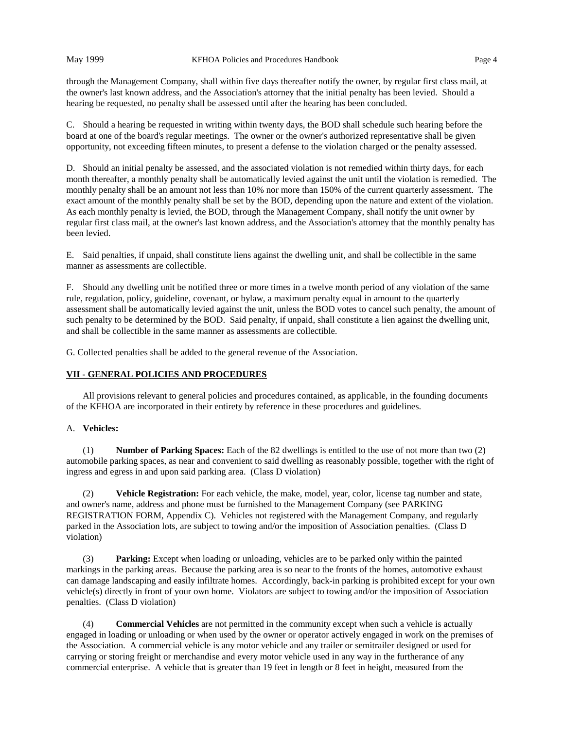through the Management Company, shall within five days thereafter notify the owner, by regular first class mail, at the owner's last known address, and the Association's attorney that the initial penalty has been levied. Should a hearing be requested, no penalty shall be assessed until after the hearing has been concluded.

C. Should a hearing be requested in writing within twenty days, the BOD shall schedule such hearing before the board at one of the board's regular meetings. The owner or the owner's authorized representative shall be given opportunity, not exceeding fifteen minutes, to present a defense to the violation charged or the penalty assessed.

D. Should an initial penalty be assessed, and the associated violation is not remedied within thirty days, for each month thereafter, a monthly penalty shall be automatically levied against the unit until the violation is remedied. The monthly penalty shall be an amount not less than 10% nor more than 150% of the current quarterly assessment. The exact amount of the monthly penalty shall be set by the BOD, depending upon the nature and extent of the violation. As each monthly penalty is levied, the BOD, through the Management Company, shall notify the unit owner by regular first class mail, at the owner's last known address, and the Association's attorney that the monthly penalty has been levied.

E. Said penalties, if unpaid, shall constitute liens against the dwelling unit, and shall be collectible in the same manner as assessments are collectible.

F. Should any dwelling unit be notified three or more times in a twelve month period of any violation of the same rule, regulation, policy, guideline, covenant, or bylaw, a maximum penalty equal in amount to the quarterly assessment shall be automatically levied against the unit, unless the BOD votes to cancel such penalty, the amount of such penalty to be determined by the BOD. Said penalty, if unpaid, shall constitute a lien against the dwelling unit, and shall be collectible in the same manner as assessments are collectible.

G. Collected penalties shall be added to the general revenue of the Association.

## VII - GENERAL POLICIES AND PROCEDURES

All provisions relevant to general policies and procedures contained, as applicable, in the founding documents of the KFHOA are incorporated in their entirety by reference in these procedures and guidelines.

A. **Vehicles:**

(1) **Number of Parking Spaces:** Each of the 82 dwellings is entitled to the use of not more than two (2) automobile parking spaces, as near and convenient to said dwelling as reasonably possible, together with the right of ingress and egress in and upon said parking area. (Class D violation)

(2) **Vehicle Registration:** For each vehicle, the make, model, year, color, license tag number and state, and owner's name, address and phone must be furnished to the Management Company (see PARKING REGISTRATION FORM, Appendix C). Vehicles not registered with the Management Company, and regularly parked in the Association lots, are subject to towing and/or the imposition of Association penalties. (Class D violation)

(3) **Parking:** Except when loading or unloading, vehicles are to be parked only within the painted markings in the parking areas. Because the parking area is so near to the fronts of the homes, automotive exhaust can damage landscaping and easily infiltrate homes. Accordingly, back-in parking is prohibited except for your own vehicle(s) directly in front of your own home. Violators are subject to towing and/or the imposition of Association penalties. (Class D violation)

(4) **Commercial Vehicles** are not permitted in the community except when such a vehicle is actually engaged in loading or unloading or when used by the owner or operator actively engaged in work on the premises of the Association. A commercial vehicle is any motor vehicle and any trailer or semitrailer designed or used for carrying or storing freight or merchandise and every motor vehicle used in any way in the furtherance of any commercial enterprise. A vehicle that is greater than 19 feet in length or 8 feet in height, measured from the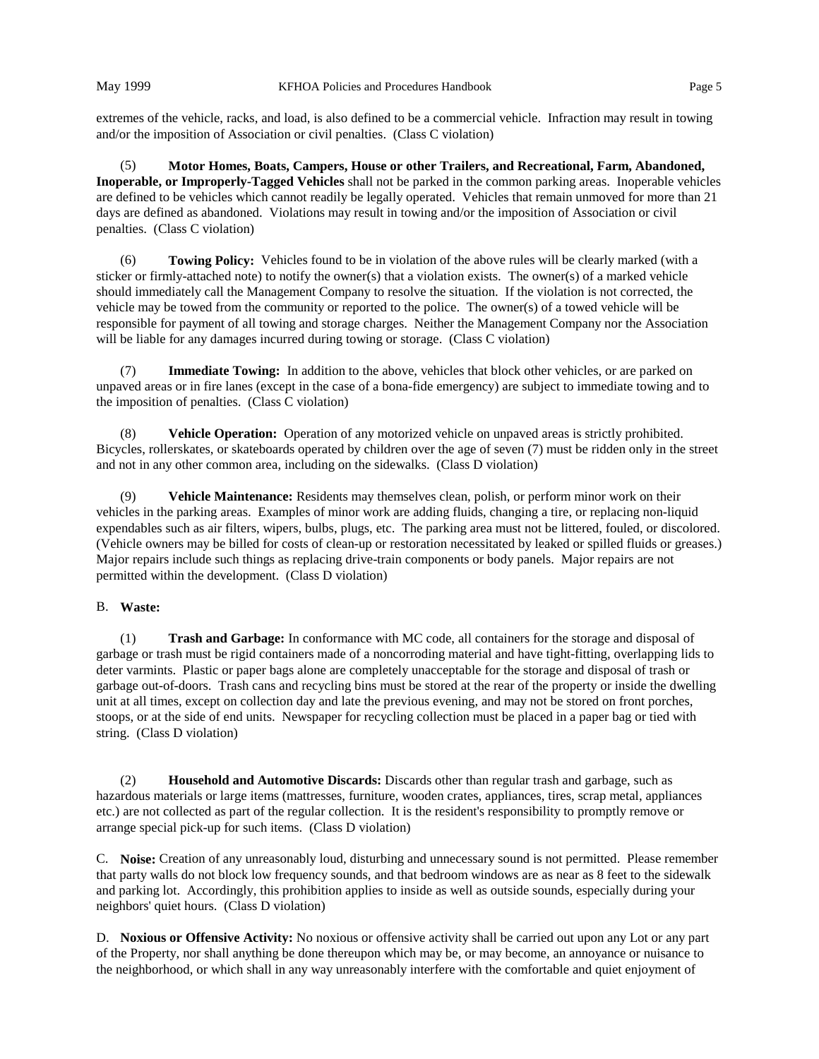extremes of the vehicle, racks, and load, is also defined to be a commercial vehicle. Infraction may result in towing and/or the imposition of Association or civil penalties. (Class C violation)

(5) **Motor Homes, Boats, Campers, House or other Trailers, and Recreational, Farm, Abandoned, Inoperable, or Improperly-Tagged Vehicles** shall not be parked in the common parking areas. Inoperable vehicles are defined to be vehicles which cannot readily be legally operated. Vehicles that remain unmoved for more than 21 days are defined as abandoned. Violations may result in towing and/or the imposition of Association or civil penalties. (Class C violation)

(6) **Towing Policy:** Vehicles found to be in violation of the above rules will be clearly marked (with a sticker or firmly-attached note) to notify the owner(s) that a violation exists. The owner(s) of a marked vehicle should immediately call the Management Company to resolve the situation. If the violation is not corrected, the vehicle may be towed from the community or reported to the police. The owner(s) of a towed vehicle will be responsible for payment of all towing and storage charges. Neither the Management Company nor the Association will be liable for any damages incurred during towing or storage. (Class C violation)

(7) **Immediate Towing:** In addition to the above, vehicles that block other vehicles, or are parked on unpaved areas or in fire lanes (except in the case of a bona-fide emergency) are subject to immediate towing and to the imposition of penalties. (Class C violation)

(8) **Vehicle Operation:** Operation of any motorized vehicle on unpaved areas is strictly prohibited. Bicycles, rollerskates, or skateboards operated by children over the age of seven (7) must be ridden only in the street and not in any other common area, including on the sidewalks. (Class D violation)

(9) **Vehicle Maintenance:** Residents may themselves clean, polish, or perform minor work on their vehicles in the parking areas. Examples of minor work are adding fluids, changing a tire, or replacing non-liquid expendables such as air filters, wipers, bulbs, plugs, etc. The parking area must not be littered, fouled, or discolored. (Vehicle owners may be billed for costs of clean-up or restoration necessitated by leaked or spilled fluids or greases.) Major repairs include such things as replacing drive-train components or body panels. Major repairs are not permitted within the development. (Class D violation)

B. **Waste:**

(1) **Trash and Garbage:** In conformance with MC code, all containers for the storage and disposal of garbage or trash must be rigid containers made of a noncorroding material and have tight-fitting, overlapping lids to deter varmints. Plastic or paper bags alone are completely unacceptable for the storage and disposal of trash or garbage out-of-doors. Trash cans and recycling bins must be stored at the rear of the property or inside the dwelling unit at all times, except on collection day and late the previous evening, and may not be stored on front porches, stoops, or at the side of end units. Newspaper for recycling collection must be placed in a paper bag or tied with string. (Class D violation)

(2) **Household and Automotive Discards:** Discards other than regular trash and garbage, such as hazardous materials or large items (mattresses, furniture, wooden crates, appliances, tires, scrap metal, appliances etc.) are not collected as part of the regular collection. It is the resident's responsibility to promptly remove or arrange special pick-up for such items. (Class D violation)

C. **Noise:** Creation of any unreasonably loud, disturbing and unnecessary sound is not permitted. Please remember that party walls do not block low frequency sounds, and that bedroom windows are as near as 8 feet to the sidewalk and parking lot. Accordingly, this prohibition applies to inside as well as outside sounds, especially during your neighbors' quiet hours. (Class D violation)

D. **Noxious or Offensive Activity:** No noxious or offensive activity shall be carried out upon any Lot or any part of the Property, nor shall anything be done thereupon which may be, or may become, an annoyance or nuisance to the neighborhood, or which shall in any way unreasonably interfere with the comfortable and quiet enjoyment of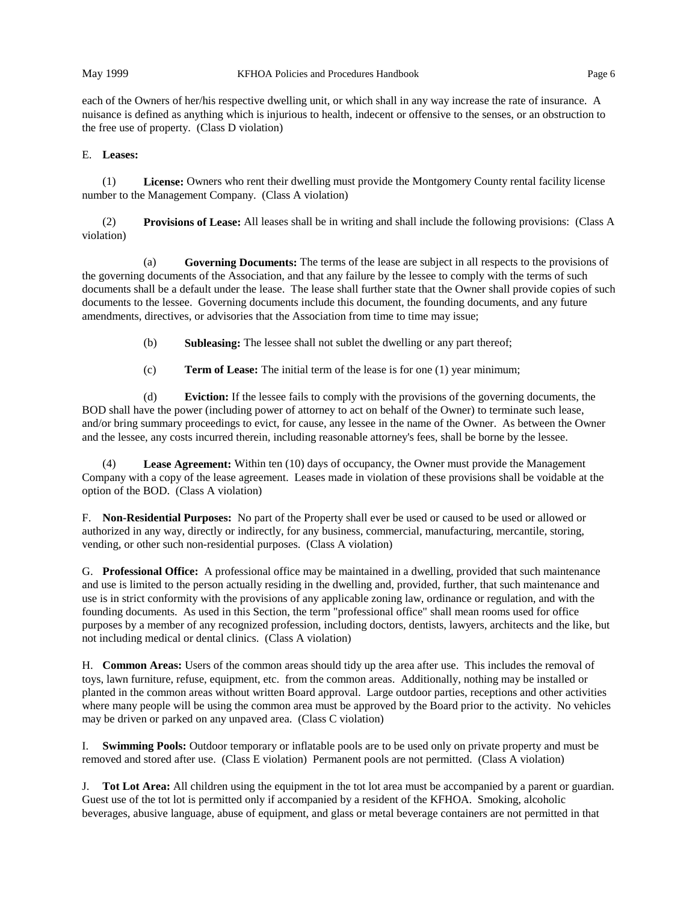each of the Owners of her/his respective dwelling unit, or which shall in any way increase the rate of insurance. A nuisance is defined as anything which is injurious to health, indecent or offensive to the senses, or an obstruction to the free use of property. (Class D violation)

E. **Leases:**

(1) **License:** Owners who rent their dwelling must provide the Montgomery County rental facility license number to the Management Company. (Class A violation)

(2) **Provisions of Lease:** All leases shall be in writing and shall include the following provisions: (Class A violation)

(a) **Governing Documents:** The terms of the lease are subject in all respects to the provisions of the governing documents of the Association, and that any failure by the lessee to comply with the terms of such documents shall be a default under the lease. The lease shall further state that the Owner shall provide copies of such documents to the lessee. Governing documents include this document, the founding documents, and any future amendments, directives, or advisories that the Association from time to time may issue;

(b) **Subleasing:** The lessee shall not sublet the dwelling or any part thereof;

(c) **Term of Lease:** The initial term of the lease is for one (1) year minimum;

(d) **Eviction:** If the lessee fails to comply with the provisions of the governing documents, the BOD shall have the power (including power of attorney to act on behalf of the Owner) to terminate such lease, and/or bring summary proceedings to evict, for cause, any lessee in the name of the Owner. As between the Owner and the lessee, any costs incurred therein, including reasonable attorney's fees, shall be borne by the lessee.

(4) **Lease Agreement:** Within ten (10) days of occupancy, the Owner must provide the Management Company with a copy of the lease agreement. Leases made in violation of these provisions shall be voidable at the option of the BOD. (Class A violation)

F. **Non-Residential Purposes:** No part of the Property shall ever be used or caused to be used or allowed or authorized in any way, directly or indirectly, for any business, commercial, manufacturing, mercantile, storing, vending, or other such non-residential purposes. (Class A violation)

G. **Professional Office:** A professional office may be maintained in a dwelling, provided that such maintenance and use is limited to the person actually residing in the dwelling and, provided, further, that such maintenance and use is in strict conformity with the provisions of any applicable zoning law, ordinance or regulation, and with the founding documents. As used in this Section, the term "professional office" shall mean rooms used for office purposes by a member of any recognized profession, including doctors, dentists, lawyers, architects and the like, but not including medical or dental clinics. (Class A violation)

H. **Common Areas:** Users of the common areas should tidy up the area after use. This includes the removal of toys, lawn furniture, refuse, equipment, etc. from the common areas. Additionally, nothing may be installed or planted in the common areas without written Board approval. Large outdoor parties, receptions and other activities where many people will be using the common area must be approved by the Board prior to the activity. No vehicles may be driven or parked on any unpaved area. (Class C violation)

I. **Swimming Pools:** Outdoor temporary or inflatable pools are to be used only on private property and must be removed and stored after use. (Class E violation) Permanent pools are not permitted. (Class A violation)

J. **Tot Lot Area:** All children using the equipment in the tot lot area must be accompanied by a parent or guardian. Guest use of the tot lot is permitted only if accompanied by a resident of the KFHOA. Smoking, alcoholic beverages, abusive language, abuse of equipment, and glass or metal beverage containers are not permitted in that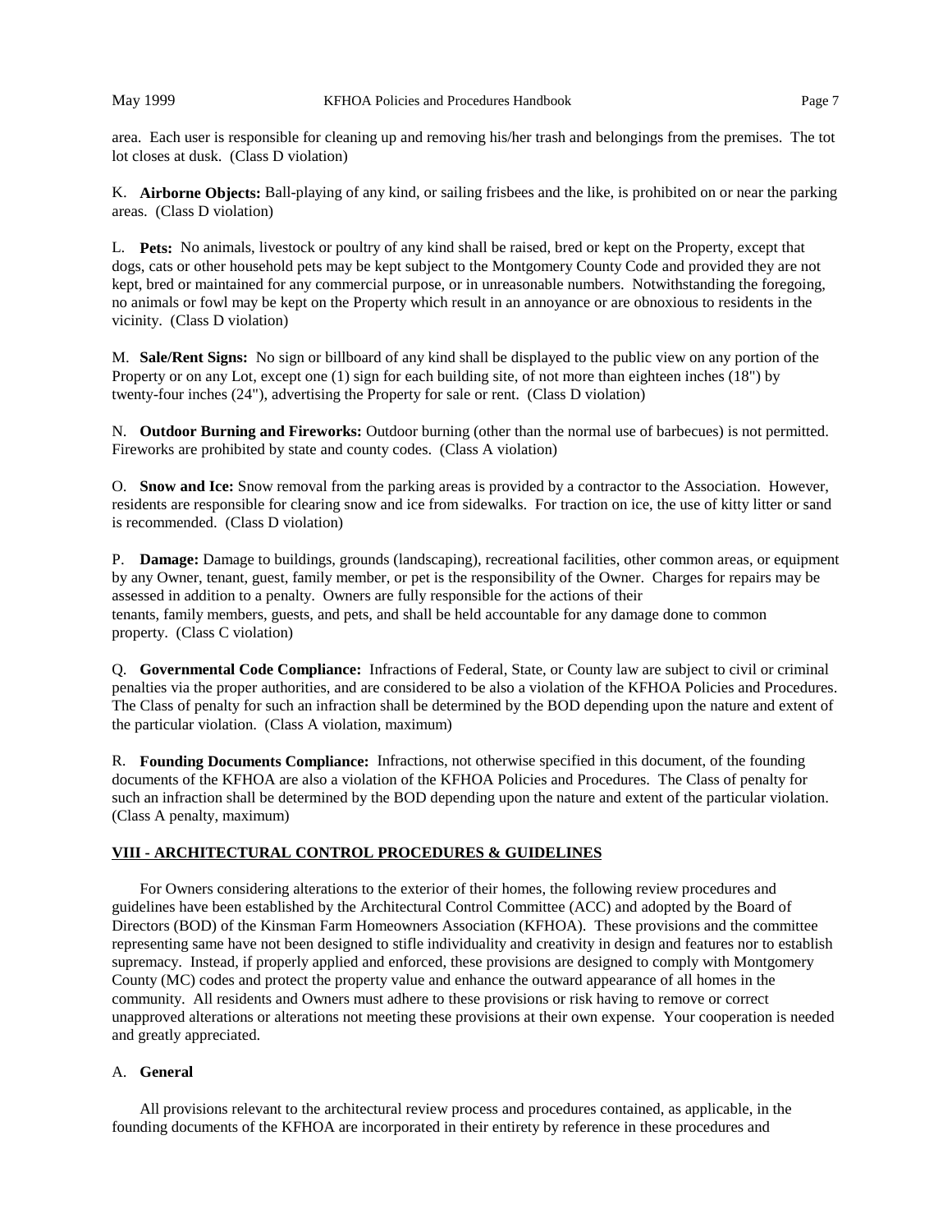area. Each user is responsible for cleaning up and removing his/her trash and belongings from the premises. The tot lot closes at dusk. (Class D violation)

K. **Airborne Objects:** Ball-playing of any kind, or sailing frisbees and the like, is prohibited on or near the parking areas. (Class D violation)

L. **Pets:** No animals, livestock or poultry of any kind shall be raised, bred or kept on the Property, except that dogs, cats or other household pets may be kept subject to the Montgomery County Code and provided they are not kept, bred or maintained for any commercial purpose, or in unreasonable numbers. Notwithstanding the foregoing, no animals or fowl may be kept on the Property which result in an annoyance or are obnoxious to residents in the vicinity. (Class D violation)

M. **Sale/Rent Signs:** No sign or billboard of any kind shall be displayed to the public view on any portion of the Property or on any Lot, except one (1) sign for each building site, of not more than eighteen inches (18") by twenty-four inches (24"), advertising the Property for sale or rent. (Class D violation)

N. **Outdoor Burning and Fireworks:** Outdoor burning (other than the normal use of barbecues) is not permitted. Fireworks are prohibited by state and county codes. (Class A violation)

O. **Snow and Ice:** Snow removal from the parking areas is provided by a contractor to the Association. However, residents are responsible for clearing snow and ice from sidewalks. For traction on ice, the use of kitty litter or sand is recommended. (Class D violation)

P. **Damage:** Damage to buildings, grounds (landscaping), recreational facilities, other common areas, or equipment by any Owner, tenant, guest, family member, or pet is the responsibility of the Owner. Charges for repairs may be assessed in addition to a penalty. Owners are fully responsible for the actions of their tenants, family members, guests, and pets, and shall be held accountable for any damage done to common property. (Class C violation)

Q. **Governmental Code Compliance:** Infractions of Federal, State, or County law are subject to civil or criminal penalties via the proper authorities, and are considered to be also a violation of the KFHOA Policies and Procedures. The Class of penalty for such an infraction shall be determined by the BOD depending upon the nature and extent of the particular violation. (Class A violation, maximum)

R. **Founding Documents Compliance:** Infractions, not otherwise specified in this document, of the founding documents of the KFHOA are also a violation of the KFHOA Policies and Procedures. The Class of penalty for such an infraction shall be determined by the BOD depending upon the nature and extent of the particular violation. (Class A penalty, maximum)

## VIII - ARCHITECTURAL CONTROL PROCEDURES & GUIDELINES

For Owners considering alterations to the exterior of their homes, the following review procedures and guidelines have been established by the Architectural Control Committee (ACC) and adopted by the Board of Directors (BOD) of the Kinsman Farm Homeowners Association (KFHOA). These provisions and the committee representing same have not been designed to stifle individuality and creativity in design and features nor to establish supremacy. Instead, if properly applied and enforced, these provisions are designed to comply with Montgomery County (MC) codes and protect the property value and enhance the outward appearance of all homes in the community. All residents and Owners must adhere to these provisions or risk having to remove or correct unapproved alterations or alterations not meeting these provisions at their own expense. Your cooperation is needed and greatly appreciated.

### A. General

All provisions relevant to the architectural review process and procedures contained, as applicable, in the founding documents of the KFHOA are incorporated in their entirety by reference in these procedures and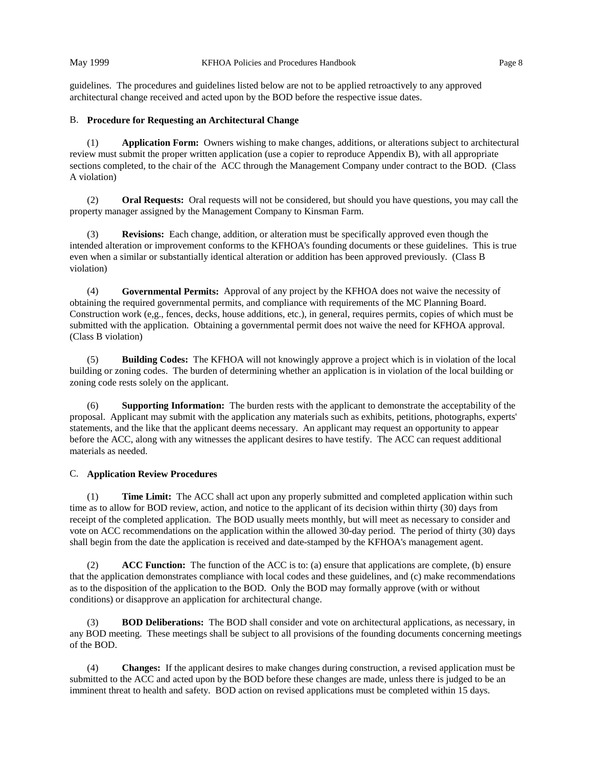guidelines. The procedures and guidelines listed below are not to be applied retroactively to any approved architectural change received and acted upon by the BOD before the respective issue dates.

B. **Procedure for Requesting an Architectural Change**

(1) **Application Form:** Owners wishing to make changes, additions, or alterations subject to architectural review must submit the proper written application (use a copier to reproduce Appendix B), with all appropriate sections completed, to the chair of the ACC through the Management Company under contract to the BOD. (Class A violation)

(2) **Oral Requests:** Oral requests will not be considered, but should you have questions, you may call the property manager assigned by the Management Company to Kinsman Farm.

(3) **Revisions:** Each change, addition, or alteration must be specifically approved even though the intended alteration or improvement conforms to the KFHOA's founding documents or these guidelines. This is true even when a similar or substantially identical alteration or addition has been approved previously. (Class B violation)

(4) **Governmental Permits:** Approval of any project by the KFHOA does not waive the necessity of obtaining the required governmental permits, and compliance with requirements of the MC Planning Board. Construction work (e,g., fences, decks, house additions, etc.), in general, requires permits, copies of which must be submitted with the application. Obtaining a governmental permit does not waive the need for KFHOA approval. (Class B violation)

(5) **Building Codes:** The KFHOA will not knowingly approve a project which is in violation of the local building or zoning codes. The burden of determining whether an application is in violation of the local building or zoning code rests solely on the applicant.

(6) **Supporting Information:** The burden rests with the applicant to demonstrate the acceptability of the proposal. Applicant may submit with the application any materials such as exhibits, petitions, photographs, experts' statements, and the like that the applicant deems necessary. An applicant may request an opportunity to appear before the ACC, along with any witnesses the applicant desires to have testify. The ACC can request additional materials as needed.

C. **Application Review Procedures**

(1) **Time Limit:** The ACC shall act upon any properly submitted and completed application within such time as to allow for BOD review, action, and notice to the applicant of its decision within thirty (30) days from receipt of the completed application. The BOD usually meets monthly, but will meet as necessary to consider and vote on ACC recommendations on the application within the allowed 30-day period. The period of thirty (30) days shall begin from the date the application is received and date-stamped by the KFHOA's management agent.

(2) **ACC Function:** The function of the ACC is to: (a) ensure that applications are complete, (b) ensure that the application demonstrates compliance with local codes and these guidelines, and (c) make recommendations as to the disposition of the application to the BOD. Only the BOD may formally approve (with or without conditions) or disapprove an application for architectural change.

(3) **BOD Deliberations:** The BOD shall consider and vote on architectural applications, as necessary, in any BOD meeting. These meetings shall be subject to all provisions of the founding documents concerning meetings of the BOD.

(4) **Changes:** If the applicant desires to make changes during construction, a revised application must be submitted to the ACC and acted upon by the BOD before these changes are made, unless there is judged to be an imminent threat to health and safety. BOD action on revised applications must be completed within 15 days.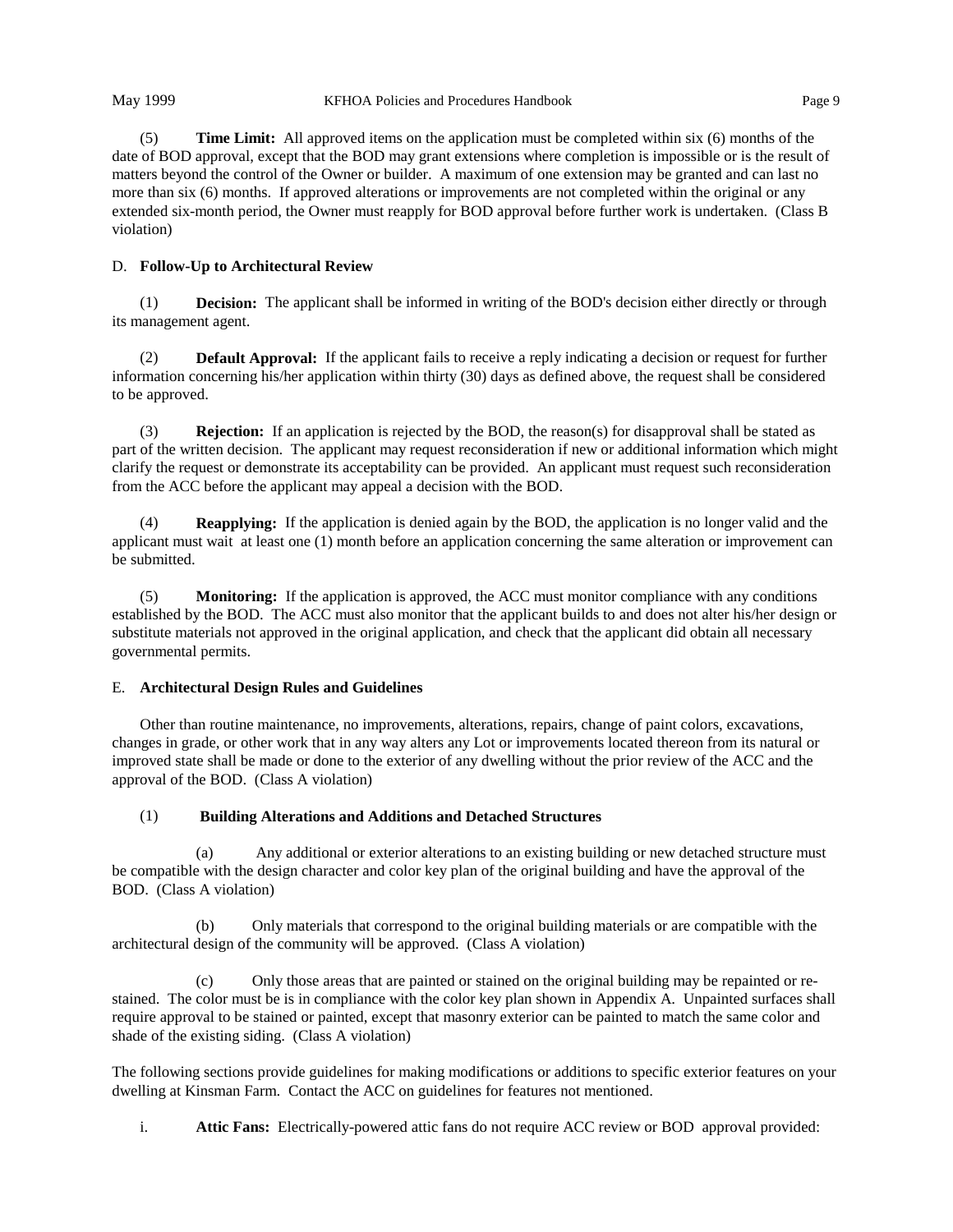(5) **Time Limit:** All approved items on the application must be completed within six (6) months of the date of BOD approval, except that the BOD may grant extensions where completion is impossible or is the result of matters beyond the control of the Owner or builder. A maximum of one extension may be granted and can last no more than six (6) months. If approved alterations or improvements are not completed within the original or any extended six-month period, the Owner must reapply for BOD approval before further work is undertaken. (Class B violation)

D. **Follow-Up to Architectural Review**

(1) **Decision:** The applicant shall be informed in writing of the BOD's decision either directly or through its management agent.

(2) **Default Approval:** If the applicant fails to receive a reply indicating a decision or request for further information concerning his/her application within thirty (30) days as defined above, the request shall be considered to be approved.

(3) **Rejection:** If an application is rejected by the BOD, the reason(s) for disapproval shall be stated as part of the written decision. The applicant may request reconsideration if new or additional information which might clarify the request or demonstrate its acceptability can be provided. An applicant must request such reconsideration from the ACC before the applicant may appeal a decision with the BOD.

(4) **Reapplying:** If the application is denied again by the BOD, the application is no longer valid and the applicant must wait at least one (1) month before an application concerning the same alteration or improvement can be submitted.

(5) **Monitoring:** If the application is approved, the ACC must monitor compliance with any conditions established by the BOD. The ACC must also monitor that the applicant builds to and does not alter his/her design or substitute materials not approved in the original application, and check that the applicant did obtain all necessary governmental permits.

E. **Architectural Design Rules and Guidelines**

Other than routine maintenance, no improvements, alterations, repairs, change of paint colors, excavations, changes in grade, or other work that in any way alters any Lot or improvements located thereon from its natural or improved state shall be made or done to the exterior of any dwelling without the prior review of the ACC and the approval of the BOD. (Class A violation)

(1) **Building Alterations and Additions and Detached Structures**

(a) Any additional or exterior alterations to an existing building or new detached structure must be compatible with the design character and color key plan of the original building and have the approval of the BOD. (Class A violation)

(b) Only materials that correspond to the original building materials or are compatible with the architectural design of the community will be approved. (Class A violation)

(c) Only those areas that are painted or stained on the original building may be repainted or re-stained. The color must be is in compliance with the color key plan shown in Appendix A. Unpainted surfaces shall require approval to be stained or painted, except that masonry exterior can be painted to match the same color and shade of the existing siding. (Class A violation)

The following sections provide guidelines for making modifications or additions to specific exterior features on your dwelling at Kinsman Farm. Contact the ACC on guidelines for features not mentioned.

i. **Attic Fans:** Electrically-powered attic fans do not require ACC review or BOD approval provided: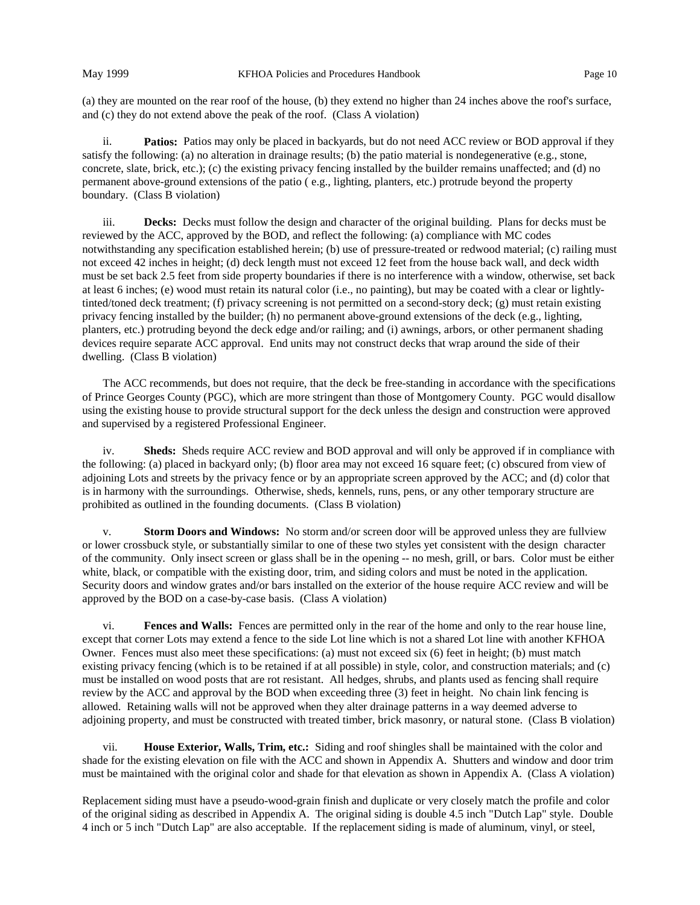(a) they are mounted on the rear roof of the house, (b) they extend no higher than 24 inches above the roof's surface, and (c) they do not extend above the peak of the roof. (Class A violation)

ii. **Patios:** Patios may only be placed in backyards, but do not need ACC review or BOD approval if they satisfy the following: (a) no alteration in drainage results; (b) the patio material is nondegenerative (e.g., stone, concrete, slate, brick, etc.); (c) the existing privacy fencing installed by the builder remains unaffected; and (d) no permanent above-ground extensions of the patio ( e.g., lighting, planters, etc.) protrude beyond the property boundary. (Class B violation)

iii. **Decks:** Decks must follow the design and character of the original building. Plans for decks must be reviewed by the ACC, approved by the BOD, and reflect the following: (a) compliance with MC codes notwithstanding any specification established herein; (b) use of pressure-treated or redwood material; (c) railing must not exceed 42 inches in height; (d) deck length must not exceed 12 feet from the house back wall, and deck width must be set back 2.5 feet from side property boundaries if there is no interference with a window, otherwise, set back at least 6 inches; (e) wood must retain its natural color (i.e., no painting), but may be coated with a clear or lightly-tinted/toned deck treatment; (f) privacy screening is not permitted on a second-story deck; (g) must retain existing privacy fencing installed by the builder; (h) no permanent above-ground extensions of the deck (e.g., lighting, planters, etc.) protruding beyond the deck edge and/or railing; and (i) awnings, arbors, or other permanent shading devices require separate ACC approval. End units may not construct decks that wrap around the side of their dwelling. (Class B violation)

The ACC recommends, but does not require, that the deck be free-standing in accordance with the specifications of Prince Georges County (PGC), which are more stringent than those of Montgomery County. PGC would disallow using the existing house to provide structural support for the deck unless the design and construction were approved and supervised by a registered Professional Engineer.

iv. **Sheds:** Sheds require ACC review and BOD approval and will only be approved if in compliance with the following: (a) placed in backyard only; (b) floor area may not exceed 16 square feet; (c) obscured from view of adjoining Lots and streets by the privacy fence or by an appropriate screen approved by the ACC; and (d) color that is in harmony with the surroundings. Otherwise, sheds, kennels, runs, pens, or any other temporary structure are prohibited as outlined in the founding documents. (Class B violation)

v. **Storm Doors and Windows:** No storm and/or screen door will be approved unless they are fullview or lower crossbuck style, or substantially similar to one of these two styles yet consistent with the design character of the community. Only insect screen or glass shall be in the opening -- no mesh, grill, or bars. Color must be either white, black, or compatible with the existing door, trim, and siding colors and must be noted in the application. Security doors and window grates and/or bars installed on the exterior of the house require ACC review and will be approved by the BOD on a case-by-case basis. (Class A violation)

vi. **Fences and Walls:** Fences are permitted only in the rear of the home and only to the rear house line, except that corner Lots may extend a fence to the side Lot line which is not a shared Lot line with another KFHOA Owner. Fences must also meet these specifications: (a) must not exceed six (6) feet in height; (b) must match existing privacy fencing (which is to be retained if at all possible) in style, color, and construction materials; and (c) must be installed on wood posts that are rot resistant. All hedges, shrubs, and plants used as fencing shall require review by the ACC and approval by the BOD when exceeding three (3) feet in height. No chain link fencing is allowed. Retaining walls will not be approved when they alter drainage patterns in a way deemed adverse to adjoining property, and must be constructed with treated timber, brick masonry, or natural stone. (Class B violation)

vii. **House Exterior, Walls, Trim, etc.:** Siding and roof shingles shall be maintained with the color and shade for the existing elevation on file with the ACC and shown in Appendix A. Shutters and window and door trim must be maintained with the original color and shade for that elevation as shown in Appendix A. (Class A violation)

Replacement siding must have a pseudo-wood-grain finish and duplicate or very closely match the profile and color of the original siding as described in Appendix A. The original siding is double 4.5 inch "Dutch Lap" style. Double 4 inch or 5 inch "Dutch Lap" are also acceptable. If the replacement siding is made of aluminum, vinyl, or steel,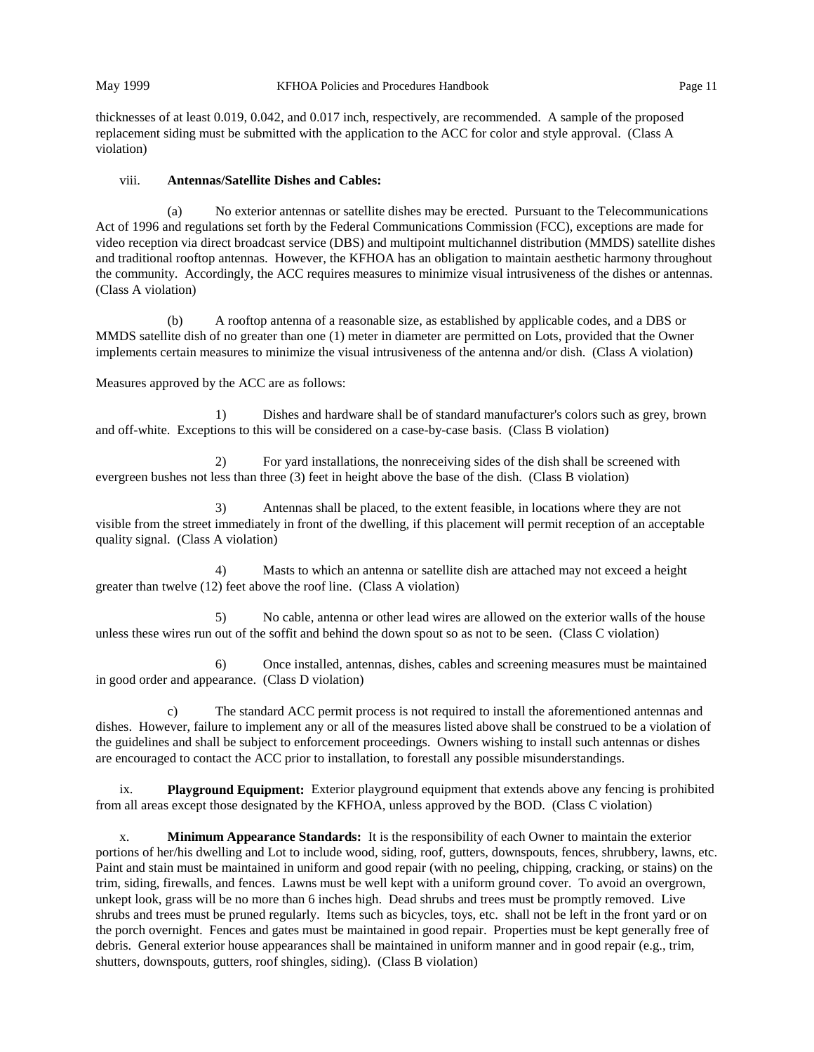thicknesses of at least 0.019, 0.042, and 0.017 inch, respectively, are recommended. A sample of the proposed replacement siding must be submitted with the application to the ACC for color and style approval. (Class A violation)

viii. **Antennas/Satellite Dishes and Cables:**

(a) No exterior antennas or satellite dishes may be erected. Pursuant to the Telecommunications Act of 1996 and regulations set forth by the Federal Communications Commission (FCC), exceptions are made for video reception via direct broadcast service (DBS) and multipoint multichannel distribution (MMDS) satellite dishes and traditional rooftop antennas. However, the KFHOA has an obligation to maintain aesthetic harmony throughout the community. Accordingly, the ACC requires measures to minimize visual intrusiveness of the dishes or antennas. (Class A violation)

(b) A rooftop antenna of a reasonable size, as established by applicable codes, and a DBS or MMDS satellite dish of no greater than one (1) meter in diameter are permitted on Lots, provided that the Owner implements certain measures to minimize the visual intrusiveness of the antenna and/or dish. (Class A violation)

Measures approved by the ACC are as follows:

1) Dishes and hardware shall be of standard manufacturer's colors such as grey, brown and off-white. Exceptions to this will be considered on a case-by-case basis. (Class B violation)

2) For yard installations, the nonreceiving sides of the dish shall be screened with evergreen bushes not less than three (3) feet in height above the base of the dish. (Class B violation)

3) Antennas shall be placed, to the extent feasible, in locations where they are not visible from the street immediately in front of the dwelling, if this placement will permit reception of an acceptable quality signal. (Class A violation)

4) Masts to which an antenna or satellite dish are attached may not exceed a height greater than twelve (12) feet above the roof line. (Class A violation)

5) No cable, antenna or other lead wires are allowed on the exterior walls of the house unless these wires run out of the soffit and behind the down spout so as not to be seen. (Class C violation)

6) Once installed, antennas, dishes, cables and screening measures must be maintained in good order and appearance. (Class D violation)

c) The standard ACC permit process is not required to install the aforementioned antennas and dishes. However, failure to implement any or all of the measures listed above shall be construed to be a violation of the guidelines and shall be subject to enforcement proceedings. Owners wishing to install such antennas or dishes are encouraged to contact the ACC prior to installation, to forestall any possible misunderstandings.

ix. **Playground Equipment:** Exterior playground equipment that extends above any fencing is prohibited from all areas except those designated by the KFHOA, unless approved by the BOD. (Class C violation)

x. **Minimum Appearance Standards:** It is the responsibility of each Owner to maintain the exterior portions of her/his dwelling and Lot to include wood, siding, roof, gutters, downspouts, fences, shrubbery, lawns, etc. Paint and stain must be maintained in uniform and good repair (with no peeling, chipping, cracking, or stains) on the trim, siding, firewalls, and fences. Lawns must be well kept with a uniform ground cover. To avoid an overgrown, unkept look, grass will be no more than 6 inches high. Dead shrubs and trees must be promptly removed. Live shrubs and trees must be pruned regularly. Items such as bicycles, toys, etc. shall not be left in the front yard or on the porch overnight. Fences and gates must be maintained in good repair. Properties must be kept generally free of debris. General exterior house appearances shall be maintained in uniform manner and in good repair (e.g., trim, shutters, downspouts, gutters, roof shingles, siding). (Class B violation)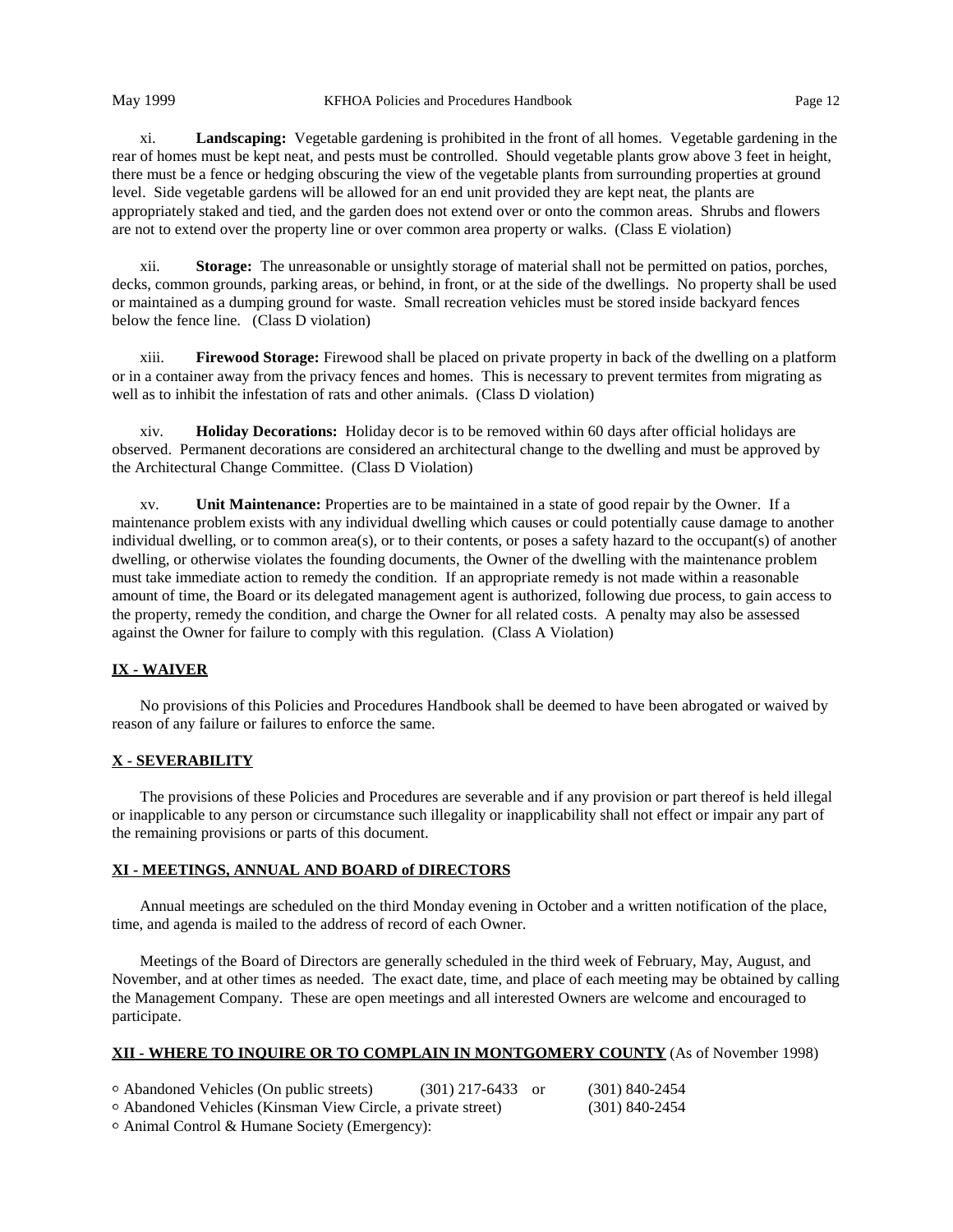xi. **Landscaping:** Vegetable gardening is prohibited in the front of all homes. Vegetable gardening in the rear of homes must be kept neat, and pests must be controlled. Should vegetable plants grow above 3 feet in height, there must be a fence or hedging obscuring the view of the vegetable plants from surrounding properties at ground level. Side vegetable gardens will be allowed for an end unit provided they are kept neat, the plants are appropriately staked and tied, and the garden does not extend over or onto the common areas. Shrubs and flowers are not to extend over the property line or over common area property or walks. (Class E violation)

xii. **Storage:** The unreasonable or unsightly storage of material shall not be permitted on patios, porches, decks, common grounds, parking areas, or behind, in front, or at the side of the dwellings. No property shall be used or maintained as a dumping ground for waste. Small recreation vehicles must be stored inside backyard fences below the fence line. (Class D violation)

xiii. **Firewood Storage:** Firewood shall be placed on private property in back of the dwelling on a platform or in a container away from the privacy fences and homes. This is necessary to prevent termites from migrating as well as to inhibit the infestation of rats and other animals. (Class D violation)

xiv. **Holiday Decorations:** Holiday decor is to be removed within 60 days after official holidays are observed. Permanent decorations are considered an architectural change to the dwelling and must be approved by the Architectural Change Committee. (Class D Violation)

xv. **Unit Maintenance:** Properties are to be maintained in a state of good repair by the Owner. If a maintenance problem exists with any individual dwelling which causes or could potentially cause damage to another individual dwelling, or to common area(s), or to their contents, or poses a safety hazard to the occupant(s) of another dwelling, or otherwise violates the founding documents, the Owner of the dwelling with the maintenance problem must take immediate action to remedy the condition. If an appropriate remedy is not made within a reasonable amount of time, the Board or its delegated management agent is authorized, following due process, to gain access to the property, remedy the condition, and charge the Owner for all related costs. A penalty may also be assessed against the Owner for failure to comply with this regulation. (Class A Violation)

## IX - WAIVER

No provisions of this Policies and Procedures Handbook shall be deemed to have been abrogated or waived by reason of any failure or failures to enforce the same.

## X - SEVERABILITY

The provisions of these Policies and Procedures are severable and if any provision or part thereof is held illegal or inapplicable to any person or circumstance such illegality or inapplicability shall not effect or impair any part of the remaining provisions or parts of this document.

## XI - MEETINGS, ANNUAL AND BOARD of DIRECTORS

Annual meetings are scheduled on the third Monday evening in October and a written notification of the place, time, and agenda is mailed to the address of record of each Owner.

Meetings of the Board of Directors are generally scheduled in the third week of February, May, August, and November, and at other times as needed. The exact date, time, and place of each meeting may be obtained by calling the Management Company. These are open meetings and all interested Owners are welcome and encouraged to participate.

## XII - WHERE TO INQUIRE OR TO COMPLAIN IN MONTGOMERY COUNTY (As of November 1998)

- Abandoned Vehicles (On public streets) (301) 217-6433 or (301) 840-2454
- Abandoned Vehicles (Kinsman View Circle, a private street) (301) 840-2454
- Animal Control & Humane Society (Emergency):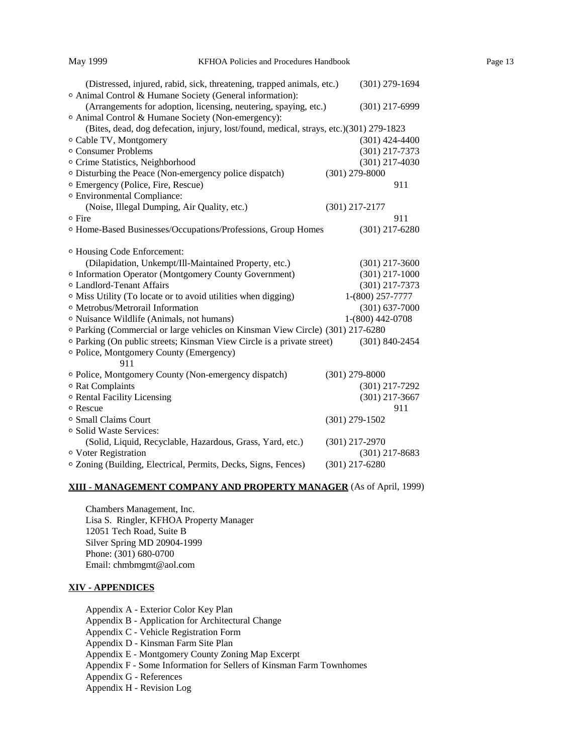(Distressed, injured, rabid, sick, threatening, trapped animals, etc.) (301) 279-1694

- Animal Control & Humane Society (General information):
  (Arrangements for adoption, licensing, neutering, spaying, etc.) (301) 217-6999
- Animal Control & Humane Society (Non-emergency):
  (Bites, dead, dog defecation, injury, lost/found, medical, strays, etc.)(301) 279-1823
- Cable TV, Montgomery (301) 424-4400
- Consumer Problems (301) 217-7373
- Crime Statistics, Neighborhood (301) 217-4030
- Disturbing the Peace (Non-emergency police dispatch) (301) 279-8000
- Emergency (Police, Fire, Rescue) 911
- Environmental Compliance:
  (Noise, Illegal Dumping, Air Quality, etc.) (301) 217-2177
- Fire 911
- Home-Based Businesses/Occupations/Professions, Group Homes (301) 217-6280
- Housing Code Enforcement:
  (Dilapidation, Unkempt/Ill-Maintained Property, etc.) (301) 217-3600
- Information Operator (Montgomery County Government) (301) 217-1000
- Landlord-Tenant Affairs (301) 217-7373
- Miss Utility (To locate or to avoid utilities when digging) 1-(800) 257-7777
- Metrobus/Metrorail Information (301) 637-7000
- Nuisance Wildlife (Animals, not humans) 1-(800) 442-0708
- Parking (Commercial or large vehicles on Kinsman View Circle) (301) 217-6280
- Parking (On public streets; Kinsman View Circle is a private street) (301) 840-2454
- Police, Montgomery County (Emergency)
  911
- Police, Montgomery County (Non-emergency dispatch) (301) 279-8000
- Rat Complaints (301) 217-7292
- Rental Facility Licensing (301) 217-3667
- Rescue 911
- Small Claims Court (301) 279-1502
- Solid Waste Services:
  (Solid, Liquid, Recyclable, Hazardous, Grass, Yard, etc.) (301) 217-2970
- Voter Registration (301) 217-8683
- Zoning (Building, Electrical, Permits, Decks, Signs, Fences) (301) 217-6280

## XIII - MANAGEMENT COMPANY AND PROPERTY MANAGER (As of April, 1999)

Chambers Management, Inc.
Lisa S. Ringler, KFHOA Property Manager
12051 Tech Road, Suite B
Silver Spring MD 20904-1999
Phone: (301) 680-0700
Email: chmbmgmt@aol.com

## XIV - APPENDICES

Appendix A - Exterior Color Key Plan
Appendix B - Application for Architectural Change
Appendix C - Vehicle Registration Form
Appendix D - Kinsman Farm Site Plan
Appendix E - Montgomery County Zoning Map Excerpt
Appendix F - Some Information for Sellers of Kinsman Farm Townhomes
Appendix G - References
Appendix H - Revision Log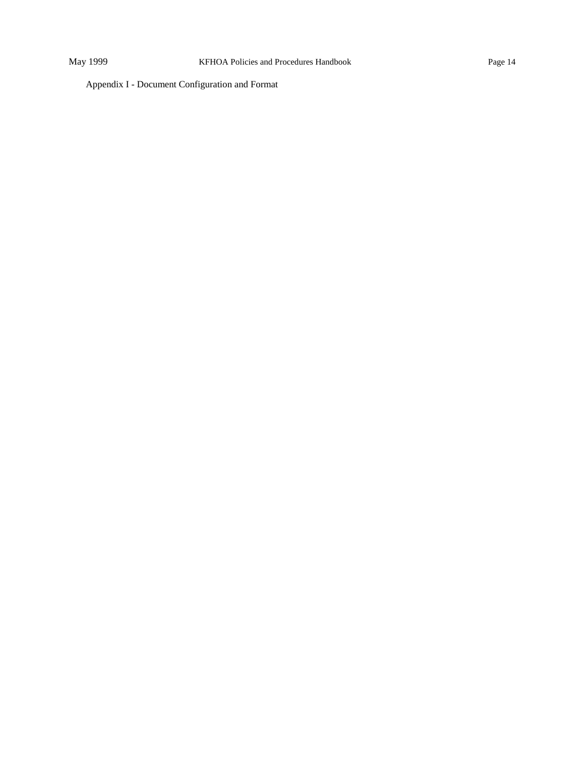Appendix I - Document Configuration and Format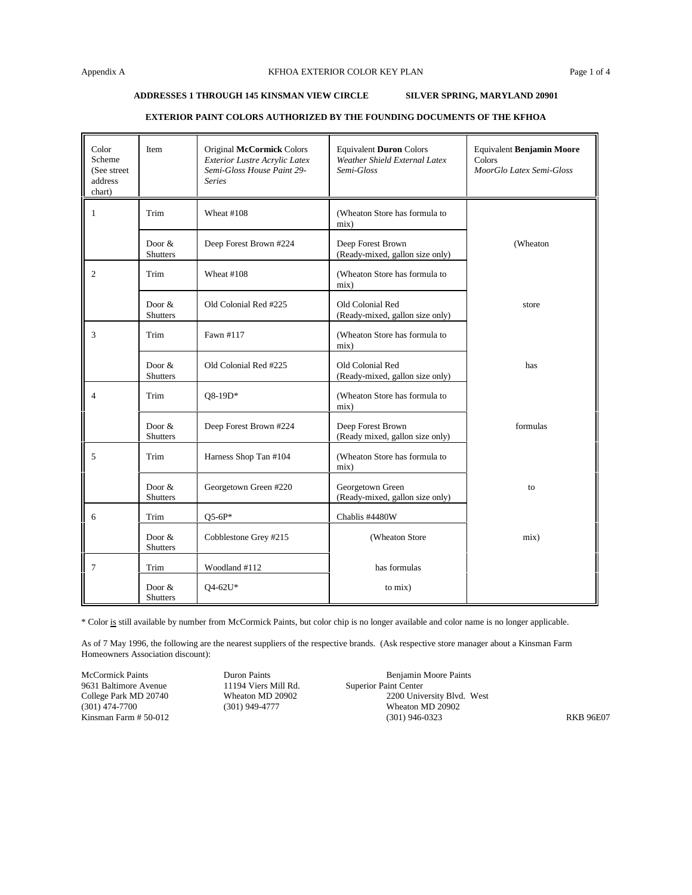Appendix A

## KFHOA EXTERIOR COLOR KEY PLAN

**ADDRESSES 1 THROUGH 145 KINSMAN VIEW CIRCLE SILVER SPRING, MARYLAND 20901**

**EXTERIOR PAINT COLORS AUTHORIZED BY THE FOUNDING DOCUMENTS OF THE KFHOA**

| Color Scheme (See street address chart) | Item | Original **McCormick** Colors *Exterior Lustre Acrylic Latex Semi-Gloss House Paint 29-Series* | Equivalent **Duron** Colors *Weather Shield External Latex Semi-Gloss* | Equivalent **Benjamin Moore** Colors *MoorGlo Latex Semi-Gloss* |
|---|---|---|---|---|
| 1 | Trim | Wheat #108 | (Wheaton Store has formula to mix) | |
| | Door & Shutters | Deep Forest Brown #224 | Deep Forest Brown (Ready-mixed, gallon size only) | (Wheaton |
| 2 | Trim | Wheat #108 | (Wheaton Store has formula to mix) | |
| | Door & Shutters | Old Colonial Red #225 | Old Colonial Red (Ready-mixed, gallon size only) | store |
| 3 | Trim | Fawn #117 | (Wheaton Store has formula to mix) | |
| | Door & Shutters | Old Colonial Red #225 | Old Colonial Red (Ready-mixed, gallon size only) | has |
| 4 | Trim | Q8-19D* | (Wheaton Store has formula to mix) | |
| | Door & Shutters | Deep Forest Brown #224 | Deep Forest Brown (Ready mixed, gallon size only) | formulas |
| 5 | Trim | Harness Shop Tan #104 | (Wheaton Store has formula to mix) | |
| | Door & Shutters | Georgetown Green #220 | Georgetown Green (Ready-mixed, gallon size only) | to |
| 6 | Trim | Q5-6P* | Chablis #4480W | |
| | Door & Shutters | Cobblestone Grey #215 | (Wheaton Store | mix) |
| 7 | Trim | Woodland #112 | has formulas | |
| | Door & Shutters | Q4-62U* | to mix) | |

\* Color is still available by number from McCormick Paints, but color chip is no longer available and color name is no longer applicable.

As of 7 May 1996, the following are the nearest suppliers of the respective brands. (Ask respective store manager about a Kinsman Farm Homeowners Association discount):

McCormick Paints
9631 Baltimore Avenue
College Park MD 20740
(301) 474-7700
Kinsman Farm # 50-012

Duron Paints
11194 Viers Mill Rd.
Wheaton MD 20902
(301) 949-4777

Benjamin Moore Paints
Superior Paint Center
2200 University Blvd. West
Wheaton MD 20902
(301) 946-0323

RKB 96E07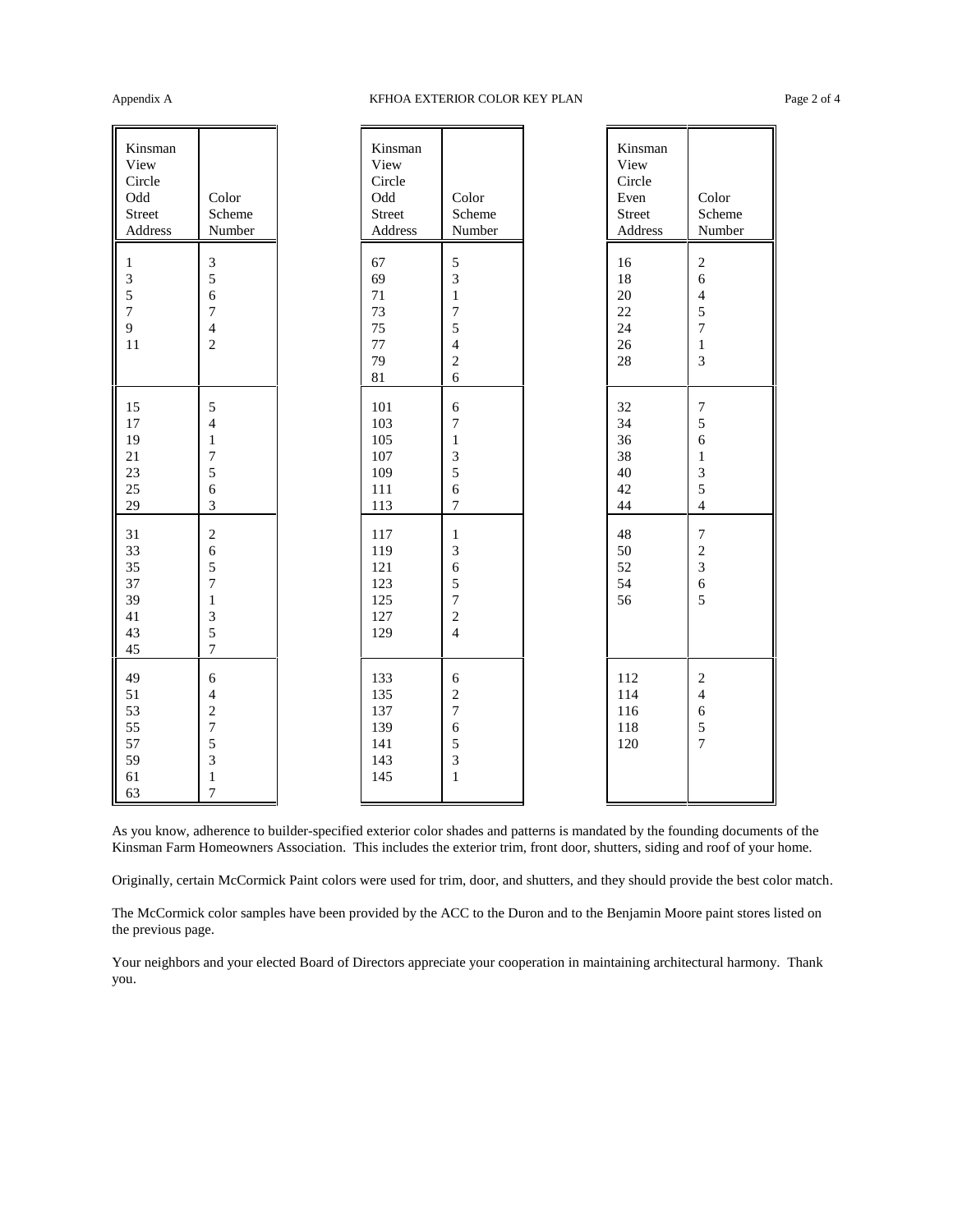| Kinsman View Circle Odd Street Address | Color Scheme Number |
|---|---|
| 1 | 3 |
| 3 | 5 |
| 5 | 6 |
| 7 | 7 |
| 9 | 4 |
| 11 | 2 |
| 15 | 5 |
| 17 | 4 |
| 19 | 1 |
| 21 | 7 |
| 23 | 5 |
| 25 | 6 |
| 29 | 3 |
| 31 | 2 |
| 33 | 6 |
| 35 | 5 |
| 37 | 7 |
| 39 | 1 |
| 41 | 3 |
| 43 | 5 |
| 45 | 7 |
| 49 | 6 |
| 51 | 4 |
| 53 | 2 |
| 55 | 7 |
| 57 | 5 |
| 59 | 3 |
| 61 | 1 |
| 63 | 7 |

| Kinsman View Circle Odd Street Address | Color Scheme Number |
|---|---|
| 67 | 5 |
| 69 | 3 |
| 71 | 1 |
| 73 | 7 |
| 75 | 5 |
| 77 | 4 |
| 79 | 2 |
| 81 | 6 |
| 101 | 6 |
| 103 | 7 |
| 105 | 1 |
| 107 | 3 |
| 109 | 5 |
| 111 | 6 |
| 113 | 7 |
| 117 | 1 |
| 119 | 3 |
| 121 | 6 |
| 123 | 5 |
| 125 | 7 |
| 127 | 2 |
| 129 | 4 |
| 133 | 6 |
| 135 | 2 |
| 137 | 7 |
| 139 | 6 |
| 141 | 5 |
| 143 | 3 |
| 145 | 1 |

| Kinsman View Circle Even Street Address | Color Scheme Number |
|---|---|
| 16 | 2 |
| 18 | 6 |
| 20 | 4 |
| 22 | 5 |
| 24 | 7 |
| 26 | 1 |
| 28 | 3 |
| 32 | 7 |
| 34 | 5 |
| 36 | 6 |
| 38 | 1 |
| 40 | 3 |
| 42 | 5 |
| 44 | 4 |
| 48 | 7 |
| 50 | 2 |
| 52 | 3 |
| 54 | 6 |
| 56 | 5 |
| 112 | 2 |
| 114 | 4 |
| 116 | 6 |
| 118 | 5 |
| 120 | 7 |

As you know, adherence to builder-specified exterior color shades and patterns is mandated by the founding documents of the Kinsman Farm Homeowners Association. This includes the exterior trim, front door, shutters, siding and roof of your home.

Originally, certain McCormick Paint colors were used for trim, door, and shutters, and they should provide the best color match.

The McCormick color samples have been provided by the ACC to the Duron and to the Benjamin Moore paint stores listed on the previous page.

Your neighbors and your elected Board of Directors appreciate your cooperation in maintaining architectural harmony. Thank you.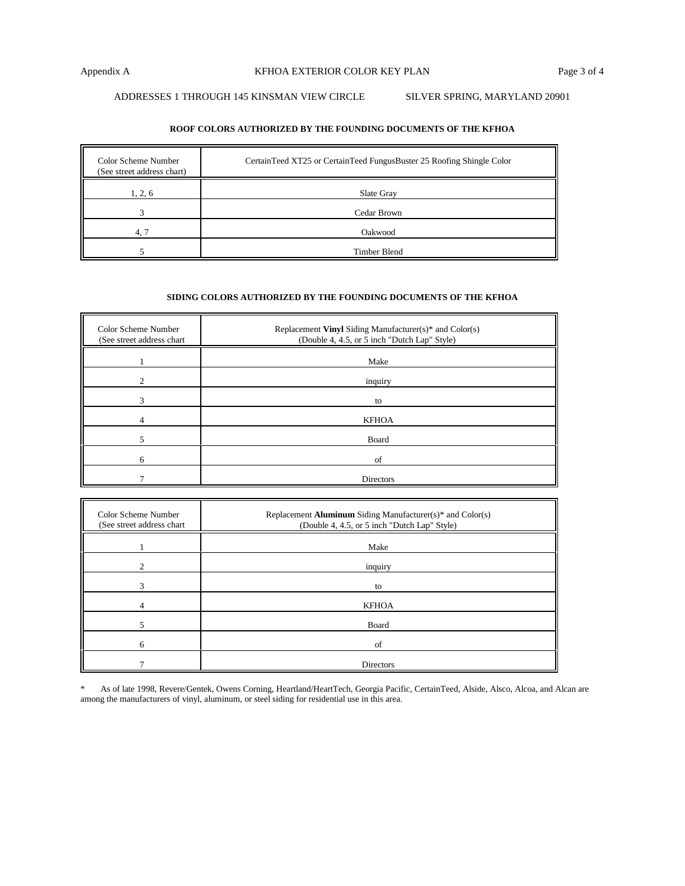ADDRESSES 1 THROUGH 145 KINSMAN VIEW CIRCLE SILVER SPRING, MARYLAND 20901

### ROOF COLORS AUTHORIZED BY THE FOUNDING DOCUMENTS OF THE KFHOA

| Color Scheme Number (See street address chart) | CertainTeed XT25 or CertainTeed FungusBuster 25 Roofing Shingle Color |
|---|---|
| 1, 2, 6 | Slate Gray |
| 3 | Cedar Brown |
| 4, 7 | Oakwood |
| 5 | Timber Blend |

### SIDING COLORS AUTHORIZED BY THE FOUNDING DOCUMENTS OF THE KFHOA

| Color Scheme Number (See street address chart | Replacement **Vinyl** Siding Manufacturer(s)* and Color(s) (Double 4, 4.5, or 5 inch "Dutch Lap" Style) |
|---|---|
| 1 | Make |
| 2 | inquiry |
| 3 | to |
| 4 | KFHOA |
| 5 | Board |
| 6 | of |
| 7 | Directors |

| Color Scheme Number (See street address chart | Replacement **Aluminum** Siding Manufacturer(s)* and Color(s) (Double 4, 4.5, or 5 inch "Dutch Lap" Style) |
|---|---|
| 1 | Make |
| 2 | inquiry |
| 3 | to |
| 4 | KFHOA |
| 5 | Board |
| 6 | of |
| 7 | Directors |

* As of late 1998, Revere/Gentek, Owens Corning, Heartland/HeartTech, Georgia Pacific, CertainTeed, Alside, Alsco, Alcoa, and Alcan are among the manufacturers of vinyl, aluminum, or steel siding for residential use in this area.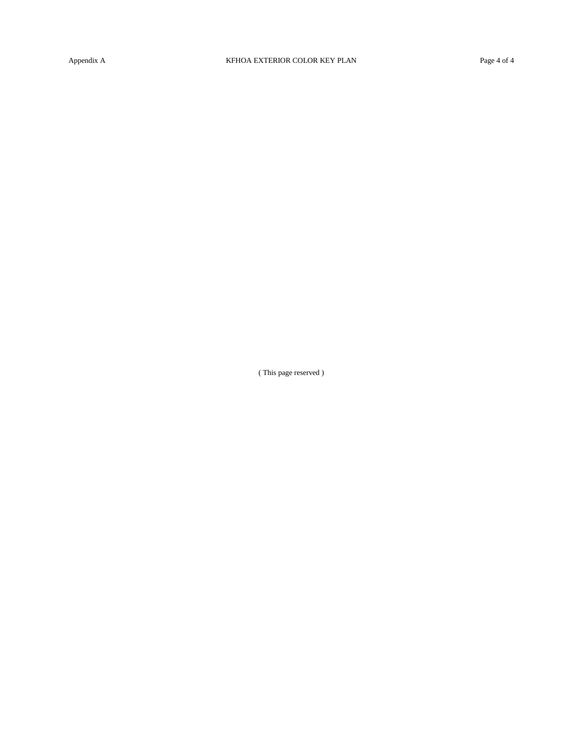( This page reserved )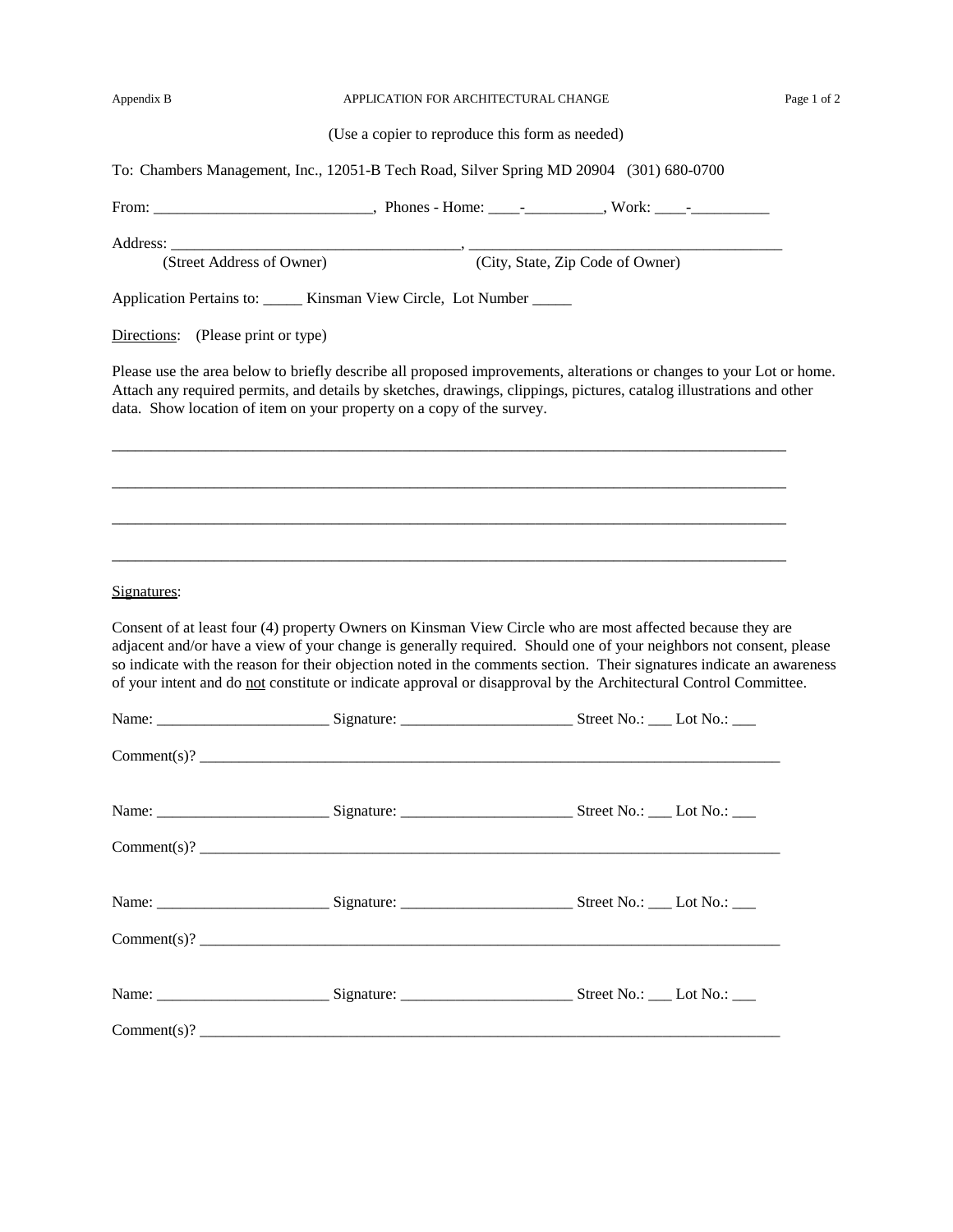Appendix B APPLICATION FOR ARCHITECTURAL CHANGE

(Use a copier to reproduce this form as needed)

To: Chambers Management, Inc., 12051-B Tech Road, Silver Spring MD 20904 (301) 680-0700

From: ____________________________, Phones - Home: ____-__________, Work: ____-__________

Address: _____________________________________, _______________________________________
(Street Address of Owner) (City, State, Zip Code of Owner)

Application Pertains to: _____ Kinsman View Circle, Lot Number _____

Directions: (Please print or type)

Please use the area below to briefly describe all proposed improvements, alterations or changes to your Lot or home. Attach any required permits, and details by sketches, drawings, clippings, pictures, catalog illustrations and other data. Show location of item on your property on a copy of the survey.

_____________________________________________________________________________________

_____________________________________________________________________________________

_____________________________________________________________________________________

_____________________________________________________________________________________

Signatures:

Consent of at least four (4) property Owners on Kinsman View Circle who are most affected because they are adjacent and/or have a view of your change is generally required. Should one of your neighbors not consent, please so indicate with the reason for their objection noted in the comments section. Their signatures indicate an awareness of your intent and do not constitute or indicate approval or disapproval by the Architectural Control Committee.

Name: ______________________ Signature: ______________________ Street No.: ___ Lot No.: ___

Comment(s)? _________________________________________________________________________

Name: ______________________ Signature: ______________________ Street No.: ___ Lot No.: ___

Comment(s)? _________________________________________________________________________

Name: ______________________ Signature: ______________________ Street No.: ___ Lot No.: ___

Comment(s)? _________________________________________________________________________

Name: ______________________ Signature: ______________________ Street No.: ___ Lot No.: ___

Comment(s)? _________________________________________________________________________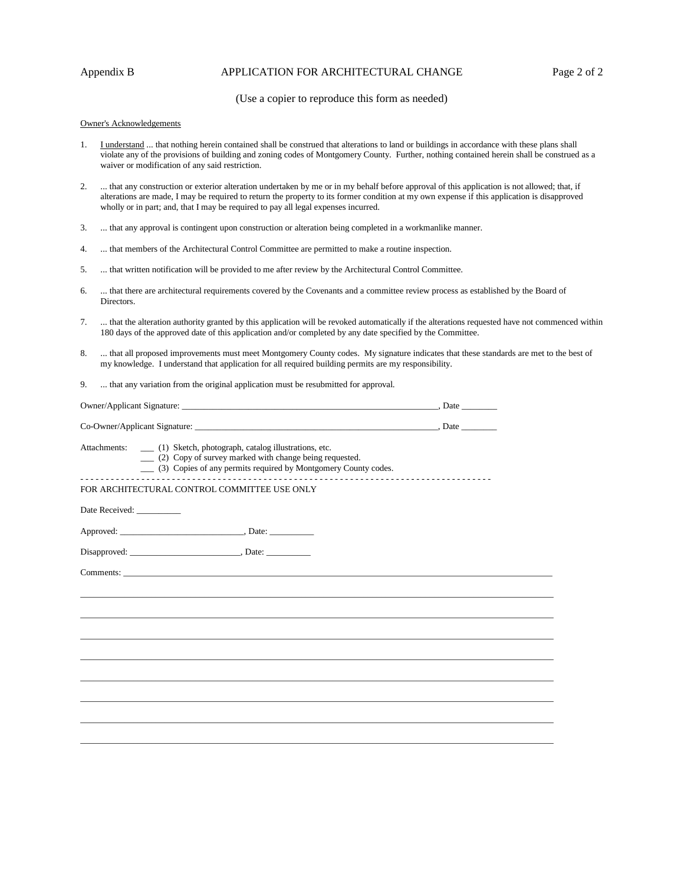Appendix B APPLICATION FOR ARCHITECTURAL CHANGE

(Use a copier to reproduce this form as needed)

Owner's Acknowledgements

1. I understand ... that nothing herein contained shall be construed that alterations to land or buildings in accordance with these plans shall violate any of the provisions of building and zoning codes of Montgomery County. Further, nothing contained herein shall be construed as a waiver or modification of any said restriction.

2. ... that any construction or exterior alteration undertaken by me or in my behalf before approval of this application is not allowed; that, if alterations are made, I may be required to return the property to its former condition at my own expense if this application is disapproved wholly or in part; and, that I may be required to pay all legal expenses incurred.

3. ... that any approval is contingent upon construction or alteration being completed in a workmanlike manner.

4. ... that members of the Architectural Control Committee are permitted to make a routine inspection.

5. ... that written notification will be provided to me after review by the Architectural Control Committee.

6. ... that there are architectural requirements covered by the Covenants and a committee review process as established by the Board of Directors.

7. ... that the alteration authority granted by this application will be revoked automatically if the alterations requested have not commenced within 180 days of the approved date of this application and/or completed by any date specified by the Committee.

8. ... that all proposed improvements must meet Montgomery County codes. My signature indicates that these standards are met to the best of my knowledge. I understand that application for all required building permits are my responsibility.

9. ... that any variation from the original application must be resubmitted for approval.

Owner/Applicant Signature: ___________________________________________________________, Date ________

Co-Owner/Applicant Signature: ________________________________________________________, Date ________

Attachments: ___ (1) Sketch, photograph, catalog illustrations, etc.
___ (2) Copy of survey marked with change being requested.
___ (3) Copies of any permits required by Montgomery County codes.

- - - - - - - - - - - - - - - - - - - - - - - - - - - - - - - - - - - - - - - - - - - - - - - - - - - - - - - - - - - - - - - - - - - - - - - - - - - - - - -

FOR ARCHITECTURAL CONTROL COMMITTEE USE ONLY

Date Received: __________

Approved: ____________________________, Date: __________

Disapproved: _________________________, Date: __________

Comments: _______________________________________________________________________________________________

___________________________________________________________________________________________________________

___________________________________________________________________________________________________________

___________________________________________________________________________________________________________

___________________________________________________________________________________________________________

___________________________________________________________________________________________________________

___________________________________________________________________________________________________________

___________________________________________________________________________________________________________

___________________________________________________________________________________________________________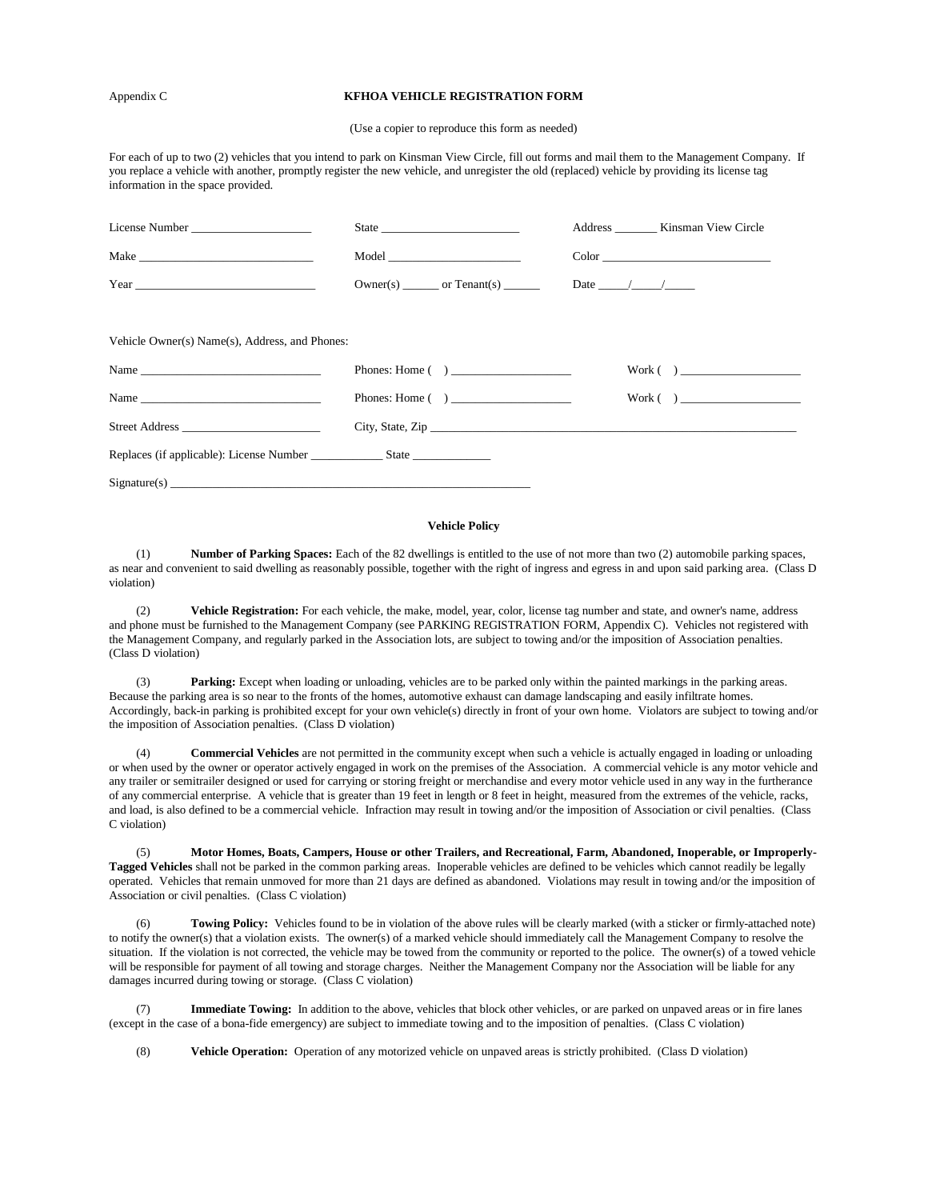Appendix C

## KFHOA VEHICLE REGISTRATION FORM

(Use a copier to reproduce this form as needed)

For each of up to two (2) vehicles that you intend to park on Kinsman View Circle, fill out forms and mail them to the Management Company. If you replace a vehicle with another, promptly register the new vehicle, and unregister the old (replaced) vehicle by providing its license tag information in the space provided.

License Number ____________________ State ______________________ Address _______ Kinsman View Circle

Make ____________________________ Model ______________________ Color ___________________________

Year _____________________________ Owner(s) ______ or Tenant(s) ______ Date _____/_____/_____

Vehicle Owner(s) Name(s), Address, and Phones:

Name ______________________________ Phones: Home (  ) ___________________ Work (  ) ___________________

Name ______________________________ Phones: Home (  ) ___________________ Work (  ) ___________________

Street Address _______________________ City, State, Zip ____________________________________________________________

Replaces (if applicable): License Number ____________ State _____________

Signature(s) ______________________________________________________________

### Vehicle Policy

(1) **Number of Parking Spaces:** Each of the 82 dwellings is entitled to the use of not more than two (2) automobile parking spaces, as near and convenient to said dwelling as reasonably possible, together with the right of ingress and egress in and upon said parking area. (Class D violation)

(2) **Vehicle Registration:** For each vehicle, the make, model, year, color, license tag number and state, and owner's name, address and phone must be furnished to the Management Company (see PARKING REGISTRATION FORM, Appendix C). Vehicles not registered with the Management Company, and regularly parked in the Association lots, are subject to towing and/or the imposition of Association penalties. (Class D violation)

(3) **Parking:** Except when loading or unloading, vehicles are to be parked only within the painted markings in the parking areas. Because the parking area is so near to the fronts of the homes, automotive exhaust can damage landscaping and easily infiltrate homes. Accordingly, back-in parking is prohibited except for your own vehicle(s) directly in front of your own home. Violators are subject to towing and/or the imposition of Association penalties. (Class D violation)

(4) **Commercial Vehicles** are not permitted in the community except when such a vehicle is actually engaged in loading or unloading or when used by the owner or operator actively engaged in work on the premises of the Association. A commercial vehicle is any motor vehicle and any trailer or semitrailer designed or used for carrying or storing freight or merchandise and every motor vehicle used in any way in the furtherance of any commercial enterprise. A vehicle that is greater than 19 feet in length or 8 feet in height, measured from the extremes of the vehicle, racks, and load, is also defined to be a commercial vehicle. Infraction may result in towing and/or the imposition of Association or civil penalties. (Class C violation)

(5) **Motor Homes, Boats, Campers, House or other Trailers, and Recreational, Farm, Abandoned, Inoperable, or Improperly-Tagged Vehicles** shall not be parked in the common parking areas. Inoperable vehicles are defined to be vehicles which cannot readily be legally operated. Vehicles that remain unmoved for more than 21 days are defined as abandoned. Violations may result in towing and/or the imposition of Association or civil penalties. (Class C violation)

(6) **Towing Policy:** Vehicles found to be in violation of the above rules will be clearly marked (with a sticker or firmly-attached note) to notify the owner(s) that a violation exists. The owner(s) of a marked vehicle should immediately call the Management Company to resolve the situation. If the violation is not corrected, the vehicle may be towed from the community or reported to the police. The owner(s) of a towed vehicle will be responsible for payment of all towing and storage charges. Neither the Management Company nor the Association will be liable for any damages incurred during towing or storage. (Class C violation)

(7) **Immediate Towing:** In addition to the above, vehicles that block other vehicles, or are parked on unpaved areas or in fire lanes (except in the case of a bona-fide emergency) are subject to immediate towing and to the imposition of penalties. (Class C violation)

(8) **Vehicle Operation:** Operation of any motorized vehicle on unpaved areas is strictly prohibited. (Class D violation)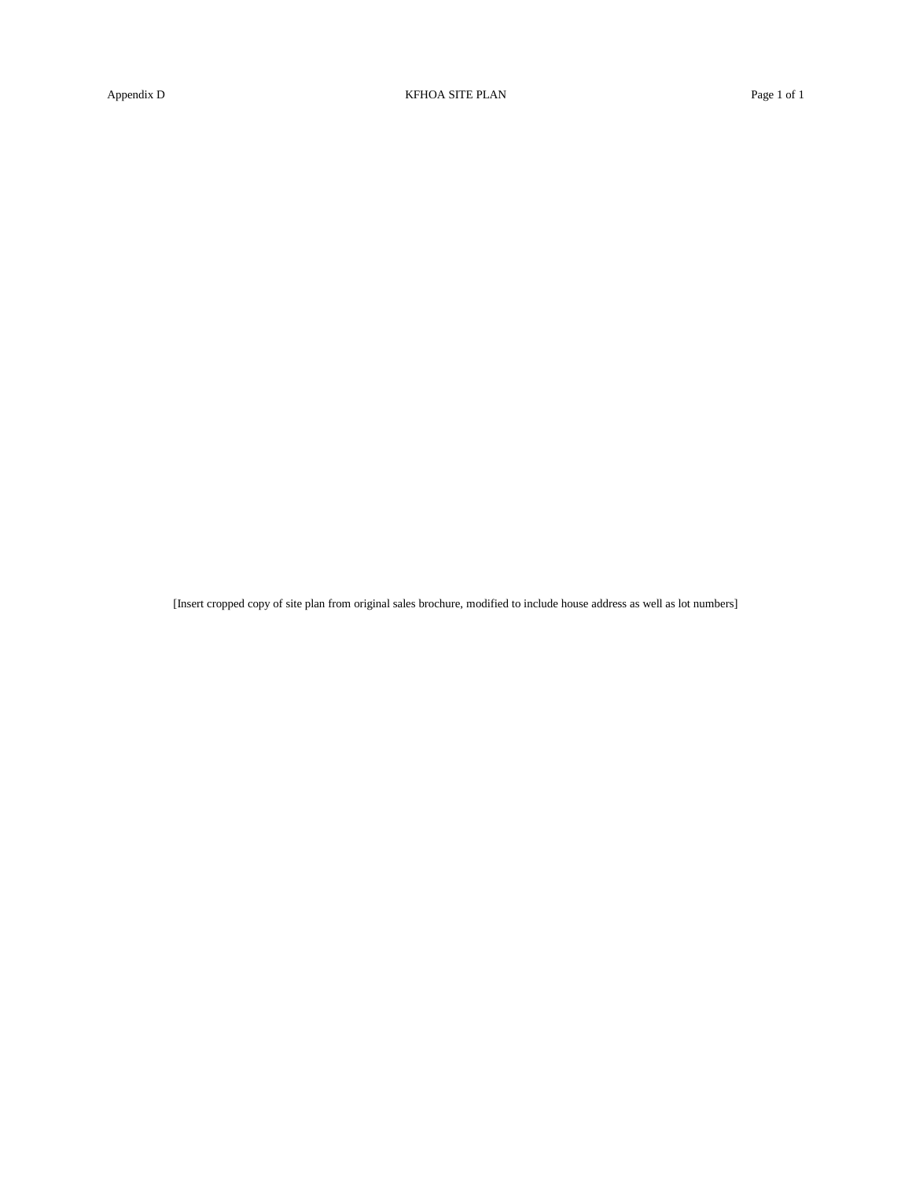# Appendix D — KFHOA SITE PLAN

[Insert cropped copy of site plan from original sales brochure, modified to include house address as well as lot numbers]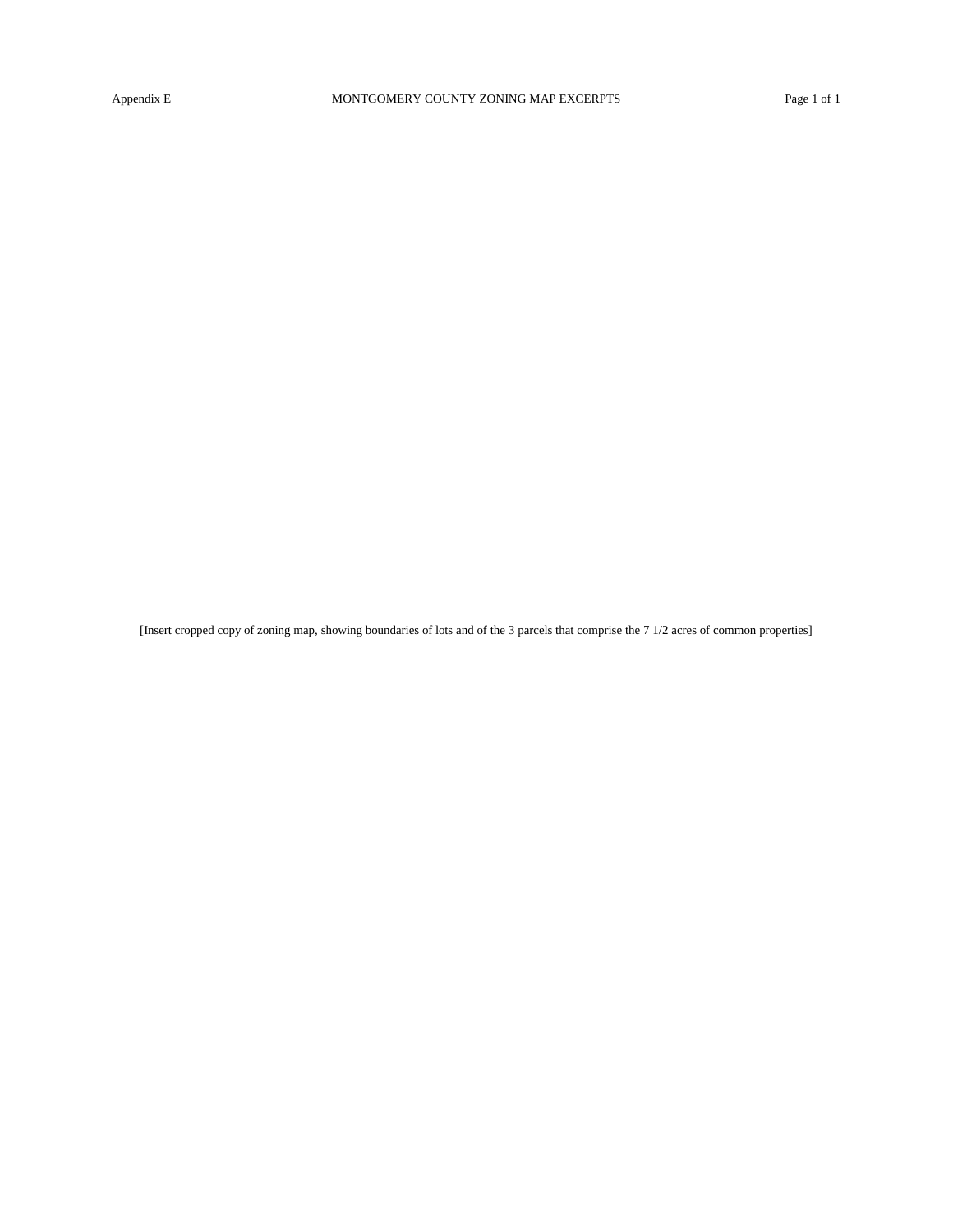Appendix E MONTGOMERY COUNTY ZONING MAP EXCERPTS

[Insert cropped copy of zoning map, showing boundaries of lots and of the 3 parcels that comprise the 7 1/2 acres of common properties]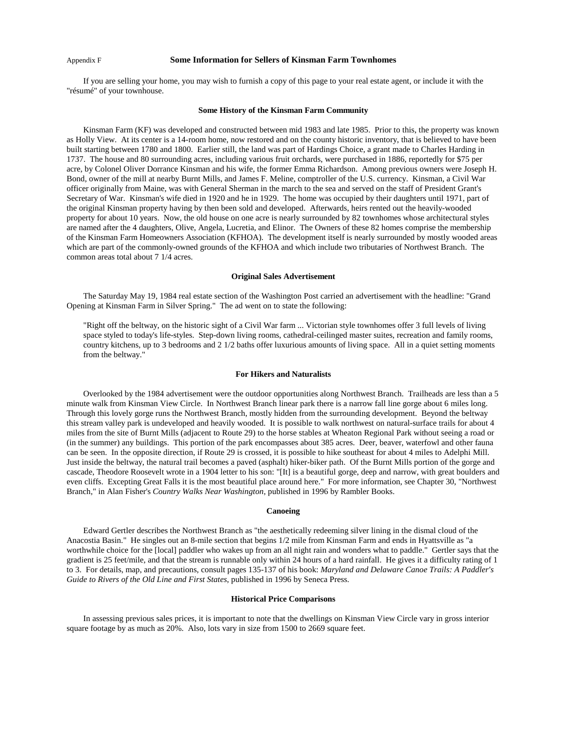Appendix F

## Some Information for Sellers of Kinsman Farm Townhomes

If you are selling your home, you may wish to furnish a copy of this page to your real estate agent, or include it with the "résumé" of your townhouse.

### Some History of the Kinsman Farm Community

Kinsman Farm (KF) was developed and constructed between mid 1983 and late 1985. Prior to this, the property was known as Holly View. At its center is a 14-room home, now restored and on the county historic inventory, that is believed to have been built starting between 1780 and 1800. Earlier still, the land was part of Hardings Choice, a grant made to Charles Harding in 1737. The house and 80 surrounding acres, including various fruit orchards, were purchased in 1886, reportedly for $75 per acre, by Colonel Oliver Dorrance Kinsman and his wife, the former Emma Richardson. Among previous owners were Joseph H. Bond, owner of the mill at nearby Burnt Mills, and James F. Meline, comptroller of the U.S. currency. Kinsman, a Civil War officer originally from Maine, was with General Sherman in the march to the sea and served on the staff of President Grant's Secretary of War. Kinsman's wife died in 1920 and he in 1929. The home was occupied by their daughters until 1971, part of the original Kinsman property having by then been sold and developed. Afterwards, heirs rented out the heavily-wooded property for about 10 years. Now, the old house on one acre is nearly surrounded by 82 townhomes whose architectural styles are named after the 4 daughters, Olive, Angela, Lucretia, and Elinor. The Owners of these 82 homes comprise the membership of the Kinsman Farm Homeowners Association (KFHOA). The development itself is nearly surrounded by mostly wooded areas which are part of the commonly-owned grounds of the KFHOA and which include two tributaries of Northwest Branch. The common areas total about 7 1/4 acres.

### Original Sales Advertisement

The Saturday May 19, 1984 real estate section of the Washington Post carried an advertisement with the headline: "Grand Opening at Kinsman Farm in Silver Spring." The ad went on to state the following:

> "Right off the beltway, on the historic sight of a Civil War farm ... Victorian style townhomes offer 3 full levels of living space styled to today's life-styles. Step-down living rooms, cathedral-ceilinged master suites, recreation and family rooms, country kitchens, up to 3 bedrooms and 2 1/2 baths offer luxurious amounts of living space. All in a quiet setting moments from the beltway."

### For Hikers and Naturalists

Overlooked by the 1984 advertisement were the outdoor opportunities along Northwest Branch. Trailheads are less than a 5 minute walk from Kinsman View Circle. In Northwest Branch linear park there is a narrow fall line gorge about 6 miles long. Through this lovely gorge runs the Northwest Branch, mostly hidden from the surrounding development. Beyond the beltway this stream valley park is undeveloped and heavily wooded. It is possible to walk northwest on natural-surface trails for about 4 miles from the site of Burnt Mills (adjacent to Route 29) to the horse stables at Wheaton Regional Park without seeing a road or (in the summer) any buildings. This portion of the park encompasses about 385 acres. Deer, beaver, waterfowl and other fauna can be seen. In the opposite direction, if Route 29 is crossed, it is possible to hike southeast for about 4 miles to Adelphi Mill. Just inside the beltway, the natural trail becomes a paved (asphalt) hiker-biker path. Of the Burnt Mills portion of the gorge and cascade, Theodore Roosevelt wrote in a 1904 letter to his son: "[It] is a beautiful gorge, deep and narrow, with great boulders and even cliffs. Excepting Great Falls it is the most beautiful place around here." For more information, see Chapter 30, "Northwest Branch," in Alan Fisher's *Country Walks Near Washington*, published in 1996 by Rambler Books.

### Canoeing

Edward Gertler describes the Northwest Branch as "the aesthetically redeeming silver lining in the dismal cloud of the Anacostia Basin." He singles out an 8-mile section that begins 1/2 mile from Kinsman Farm and ends in Hyattsville as "a worthwhile choice for the [local] paddler who wakes up from an all night rain and wonders what to paddle." Gertler says that the gradient is 25 feet/mile, and that the stream is runnable only within 24 hours of a hard rainfall. He gives it a difficulty rating of 1 to 3. For details, map, and precautions, consult pages 135-137 of his book: *Maryland and Delaware Canoe Trails: A Paddler's Guide to Rivers of the Old Line and First States*, published in 1996 by Seneca Press.

### Historical Price Comparisons

In assessing previous sales prices, it is important to note that the dwellings on Kinsman View Circle vary in gross interior square footage by as much as 20%. Also, lots vary in size from 1500 to 2669 square feet.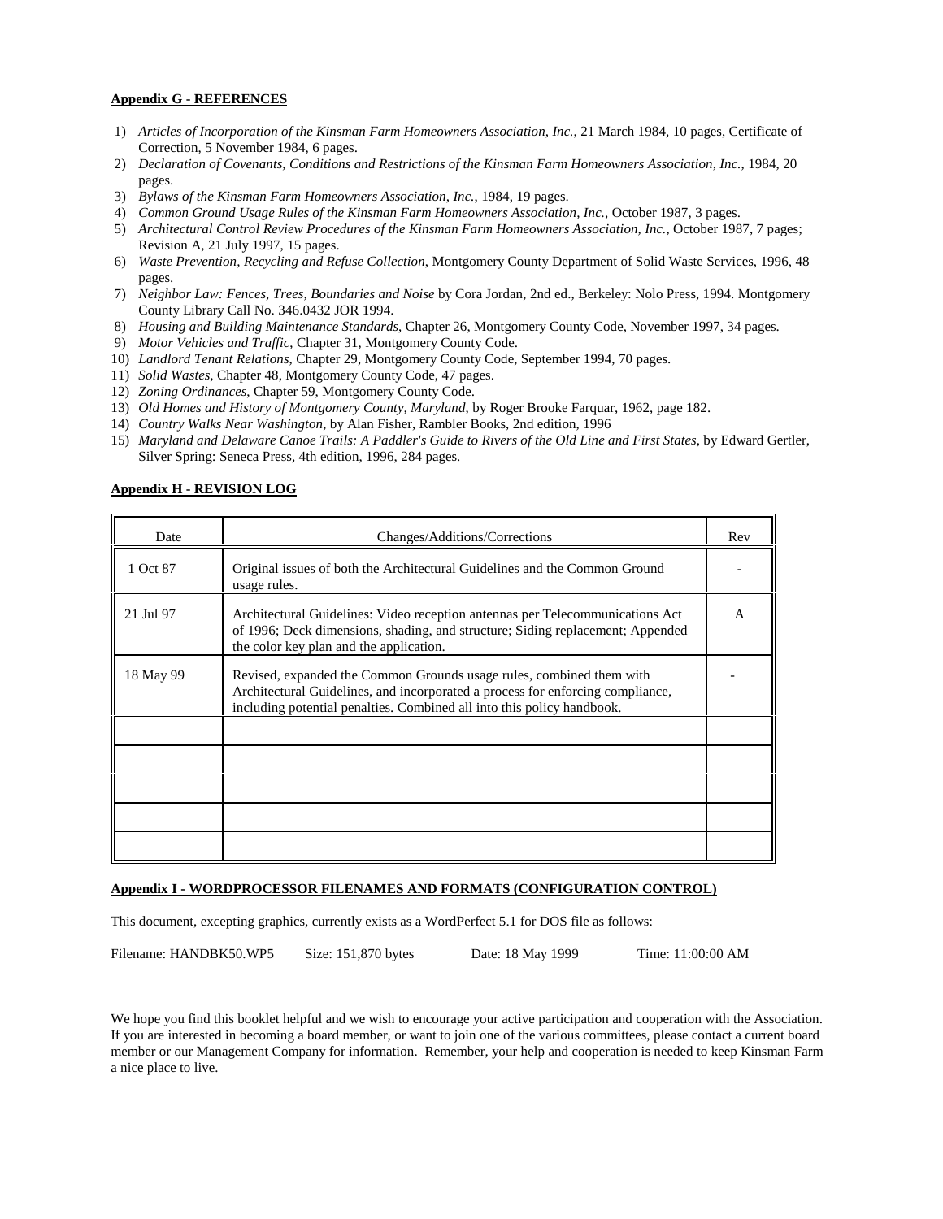**Appendix G - REFERENCES**

1) *Articles of Incorporation of the Kinsman Farm Homeowners Association, Inc.*, 21 March 1984, 10 pages, Certificate of Correction, 5 November 1984, 6 pages.
2) *Declaration of Covenants, Conditions and Restrictions of the Kinsman Farm Homeowners Association, Inc.*, 1984, 20 pages.
3) *Bylaws of the Kinsman Farm Homeowners Association, Inc.*, 1984, 19 pages.
4) *Common Ground Usage Rules of the Kinsman Farm Homeowners Association, Inc.*, October 1987, 3 pages.
5) *Architectural Control Review Procedures of the Kinsman Farm Homeowners Association, Inc.*, October 1987, 7 pages; Revision A, 21 July 1997, 15 pages.
6) *Waste Prevention, Recycling and Refuse Collection*, Montgomery County Department of Solid Waste Services, 1996, 48 pages.
7) *Neighbor Law: Fences, Trees, Boundaries and Noise* by Cora Jordan, 2nd ed., Berkeley: Nolo Press, 1994. Montgomery County Library Call No. 346.0432 JOR 1994.
8) *Housing and Building Maintenance Standards*, Chapter 26, Montgomery County Code, November 1997, 34 pages.
9) *Motor Vehicles and Traffic*, Chapter 31, Montgomery County Code.
10) *Landlord Tenant Relations*, Chapter 29, Montgomery County Code, September 1994, 70 pages.
11) *Solid Wastes*, Chapter 48, Montgomery County Code, 47 pages.
12) *Zoning Ordinances*, Chapter 59, Montgomery County Code.
13) *Old Homes and History of Montgomery County, Maryland*, by Roger Brooke Farquar, 1962, page 182.
14) *Country Walks Near Washington*, by Alan Fisher, Rambler Books, 2nd edition, 1996
15) *Maryland and Delaware Canoe Trails: A Paddler's Guide to Rivers of the Old Line and First States*, by Edward Gertler, Silver Spring: Seneca Press, 4th edition, 1996, 284 pages.

**Appendix H - REVISION LOG**

| Date | Changes/Additions/Corrections | Rev |
|---|---|---|
| 1 Oct 87 | Original issues of both the Architectural Guidelines and the Common Ground usage rules. | - |
| 21 Jul 97 | Architectural Guidelines: Video reception antennas per Telecommunications Act of 1996; Deck dimensions, shading, and structure; Siding replacement; Appended the color key plan and the application. | A |
| 18 May 99 | Revised, expanded the Common Grounds usage rules, combined them with Architectural Guidelines, and incorporated a process for enforcing compliance, including potential penalties. Combined all into this policy handbook. | - |
| | | |
| | | |
| | | |
| | | |
| | | |

**Appendix I - WORDPROCESSOR FILENAMES AND FORMATS (CONFIGURATION CONTROL)**

This document, excepting graphics, currently exists as a WordPerfect 5.1 for DOS file as follows:

Filename: HANDBK50.WP5    Size: 151,870 bytes    Date: 18 May 1999    Time: 11:00:00 AM

We hope you find this booklet helpful and we wish to encourage your active participation and cooperation with the Association. If you are interested in becoming a board member, or want to join one of the various committees, please contact a current board member or our Management Company for information. Remember, your help and cooperation is needed to keep Kinsman Farm a nice place to live.